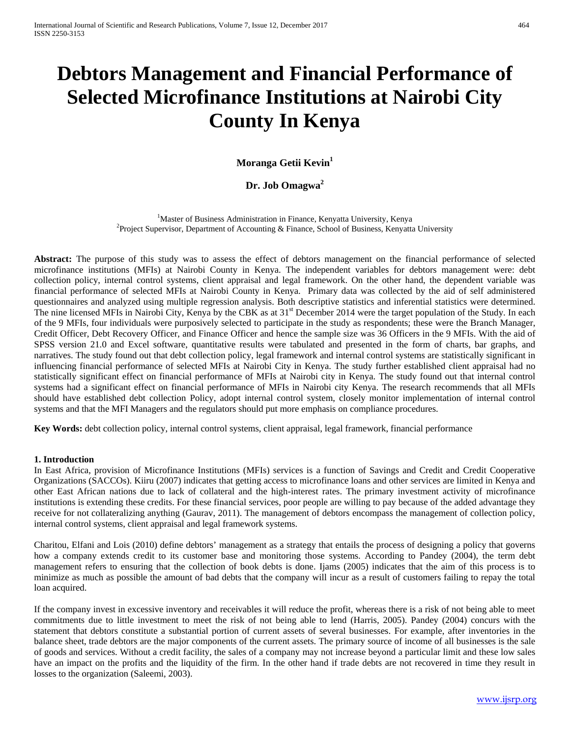# Debtors Management and Financial Performance of Selected Microfinance Institutions at Nairobi City County In Kenya

**Moranga Getii Kevin**[1]

**Dr. Job Omagwa**[2]

[1]Master of Business Administration in Finance, Kenyatta University, Kenya
[2]Project Supervisor, Department of Accounting & Finance, School of Business, Kenyatta University

**Abstract:** The purpose of this study was to assess the effect of debtors management on the financial performance of selected microfinance institutions (MFIs) at Nairobi County in Kenya. The independent variables for debtors management were: debt collection policy, internal control systems, client appraisal and legal framework. On the other hand, the dependent variable was financial performance of selected MFIs at Nairobi County in Kenya. Primary data was collected by the aid of self administered questionnaires and analyzed using multiple regression analysis. Both descriptive statistics and inferential statistics were determined. The nine licensed MFIs in Nairobi City, Kenya by the CBK as at 31st December 2014 were the target population of the Study. In each of the 9 MFIs, four individuals were purposively selected to participate in the study as respondents; these were the Branch Manager, Credit Officer, Debt Recovery Officer, and Finance Officer and hence the sample size was 36 Officers in the 9 MFIs. With the aid of SPSS version 21.0 and Excel software, quantitative results were tabulated and presented in the form of charts, bar graphs, and narratives. The study found out that debt collection policy, legal framework and internal control systems are statistically significant in influencing financial performance of selected MFIs at Nairobi City in Kenya. The study further established client appraisal had no statistically significant effect on financial performance of MFIs at Nairobi city in Kenya. The study found out that internal control systems had a significant effect on financial performance of MFIs in Nairobi city Kenya. The research recommends that all MFIs should have established debt collection Policy, adopt internal control system, closely monitor implementation of internal control systems and that the MFI Managers and the regulators should put more emphasis on compliance procedures.

**Key Words:** debt collection policy, internal control systems, client appraisal, legal framework, financial performance

## 1. Introduction

In East Africa, provision of Microfinance Institutions (MFIs) services is a function of Savings and Credit and Credit Cooperative Organizations (SACCOs). Kiiru (2007) indicates that getting access to microfinance loans and other services are limited in Kenya and other East African nations due to lack of collateral and the high-interest rates. The primary investment activity of microfinance institutions is extending these credits. For these financial services, poor people are willing to pay because of the added advantage they receive for not collateralizing anything (Gaurav, 2011). The management of debtors encompass the management of collection policy, internal control systems, client appraisal and legal framework systems.

Charitou, Elfani and Lois (2010) define debtors' management as a strategy that entails the process of designing a policy that governs how a company extends credit to its customer base and monitoring those systems. According to Pandey (2004), the term debt management refers to ensuring that the collection of book debts is done. Ijams (2005) indicates that the aim of this process is to minimize as much as possible the amount of bad debts that the company will incur as a result of customers failing to repay the total loan acquired.

If the company invest in excessive inventory and receivables it will reduce the profit, whereas there is a risk of not being able to meet commitments due to little investment to meet the risk of not being able to lend (Harris, 2005). Pandey (2004) concurs with the statement that debtors constitute a substantial portion of current assets of several businesses. For example, after inventories in the balance sheet, trade debtors are the major components of the current assets. The primary source of income of all businesses is the sale of goods and services. Without a credit facility, the sales of a company may not increase beyond a particular limit and these low sales have an impact on the profits and the liquidity of the firm. In the other hand if trade debts are not recovered in time they result in losses to the organization (Saleemi, 2003).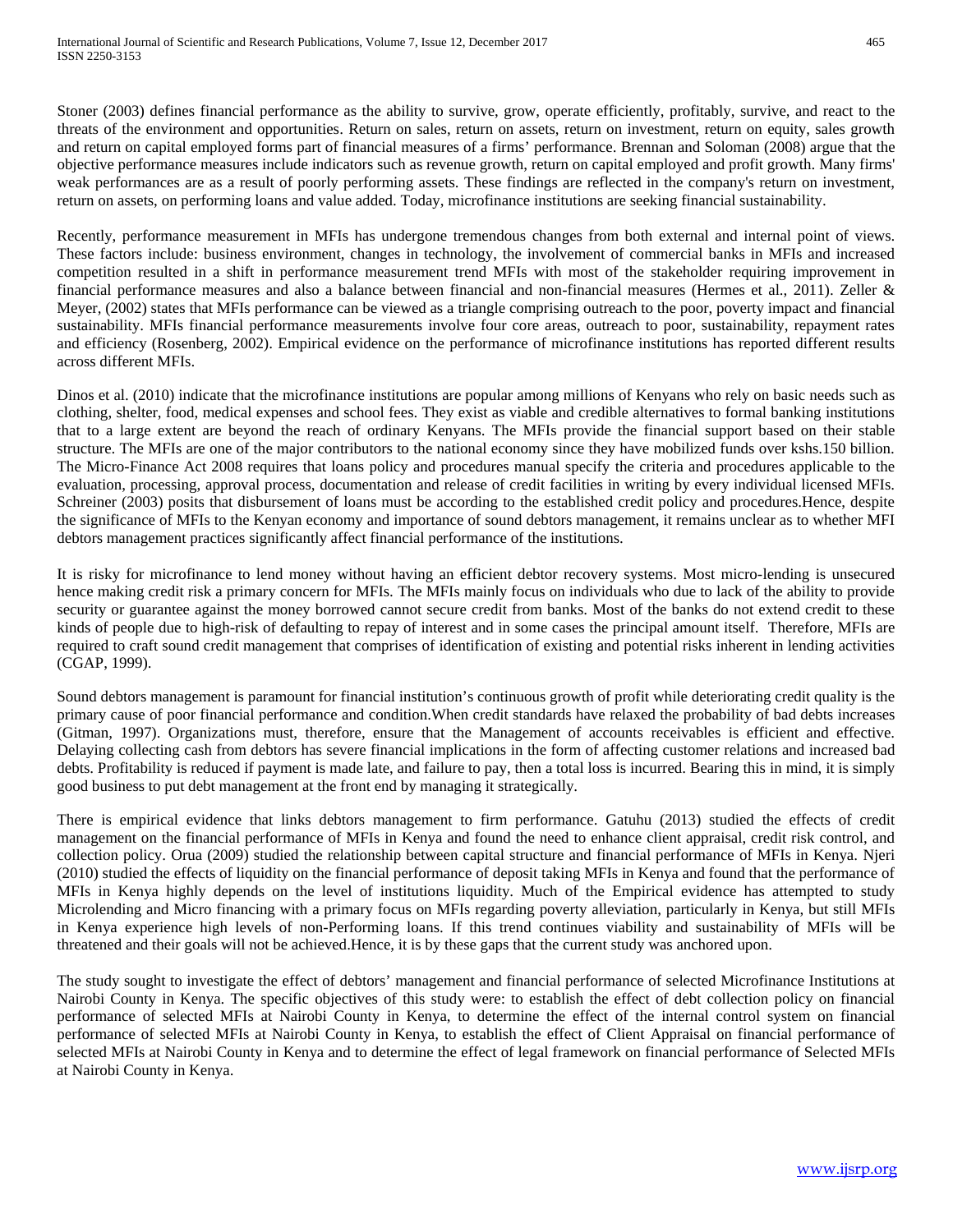Stoner (2003) defines financial performance as the ability to survive, grow, operate efficiently, profitably, survive, and react to the threats of the environment and opportunities. Return on sales, return on assets, return on investment, return on equity, sales growth and return on capital employed forms part of financial measures of a firms' performance. Brennan and Soloman (2008) argue that the objective performance measures include indicators such as revenue growth, return on capital employed and profit growth. Many firms' weak performances are as a result of poorly performing assets. These findings are reflected in the company's return on investment, return on assets, on performing loans and value added. Today, microfinance institutions are seeking financial sustainability.

Recently, performance measurement in MFIs has undergone tremendous changes from both external and internal point of views. These factors include: business environment, changes in technology, the involvement of commercial banks in MFIs and increased competition resulted in a shift in performance measurement trend MFIs with most of the stakeholder requiring improvement in financial performance measures and also a balance between financial and non-financial measures (Hermes et al., 2011). Zeller & Meyer, (2002) states that MFIs performance can be viewed as a triangle comprising outreach to the poor, poverty impact and financial sustainability. MFIs financial performance measurements involve four core areas, outreach to poor, sustainability, repayment rates and efficiency (Rosenberg, 2002). Empirical evidence on the performance of microfinance institutions has reported different results across different MFIs.

Dinos et al. (2010) indicate that the microfinance institutions are popular among millions of Kenyans who rely on basic needs such as clothing, shelter, food, medical expenses and school fees. They exist as viable and credible alternatives to formal banking institutions that to a large extent are beyond the reach of ordinary Kenyans. The MFIs provide the financial support based on their stable structure. The MFIs are one of the major contributors to the national economy since they have mobilized funds over kshs.150 billion. The Micro-Finance Act 2008 requires that loans policy and procedures manual specify the criteria and procedures applicable to the evaluation, processing, approval process, documentation and release of credit facilities in writing by every individual licensed MFIs. Schreiner (2003) posits that disbursement of loans must be according to the established credit policy and procedures.Hence, despite the significance of MFIs to the Kenyan economy and importance of sound debtors management, it remains unclear as to whether MFI debtors management practices significantly affect financial performance of the institutions.

It is risky for microfinance to lend money without having an efficient debtor recovery systems. Most micro-lending is unsecured hence making credit risk a primary concern for MFIs. The MFIs mainly focus on individuals who due to lack of the ability to provide security or guarantee against the money borrowed cannot secure credit from banks. Most of the banks do not extend credit to these kinds of people due to high-risk of defaulting to repay of interest and in some cases the principal amount itself. Therefore, MFIs are required to craft sound credit management that comprises of identification of existing and potential risks inherent in lending activities (CGAP, 1999).

Sound debtors management is paramount for financial institution's continuous growth of profit while deteriorating credit quality is the primary cause of poor financial performance and condition.When credit standards have relaxed the probability of bad debts increases (Gitman, 1997). Organizations must, therefore, ensure that the Management of accounts receivables is efficient and effective. Delaying collecting cash from debtors has severe financial implications in the form of affecting customer relations and increased bad debts. Profitability is reduced if payment is made late, and failure to pay, then a total loss is incurred. Bearing this in mind, it is simply good business to put debt management at the front end by managing it strategically.

There is empirical evidence that links debtors management to firm performance. Gatuhu (2013) studied the effects of credit management on the financial performance of MFIs in Kenya and found the need to enhance client appraisal, credit risk control, and collection policy. Orua (2009) studied the relationship between capital structure and financial performance of MFIs in Kenya. Njeri (2010) studied the effects of liquidity on the financial performance of deposit taking MFIs in Kenya and found that the performance of MFIs in Kenya highly depends on the level of institutions liquidity. Much of the Empirical evidence has attempted to study Microlending and Micro financing with a primary focus on MFIs regarding poverty alleviation, particularly in Kenya, but still MFIs in Kenya experience high levels of non-Performing loans. If this trend continues viability and sustainability of MFIs will be threatened and their goals will not be achieved.Hence, it is by these gaps that the current study was anchored upon.

The study sought to investigate the effect of debtors' management and financial performance of selected Microfinance Institutions at Nairobi County in Kenya. The specific objectives of this study were: to establish the effect of debt collection policy on financial performance of selected MFIs at Nairobi County in Kenya, to determine the effect of the internal control system on financial performance of selected MFIs at Nairobi County in Kenya, to establish the effect of Client Appraisal on financial performance of selected MFIs at Nairobi County in Kenya and to determine the effect of legal framework on financial performance of Selected MFIs at Nairobi County in Kenya.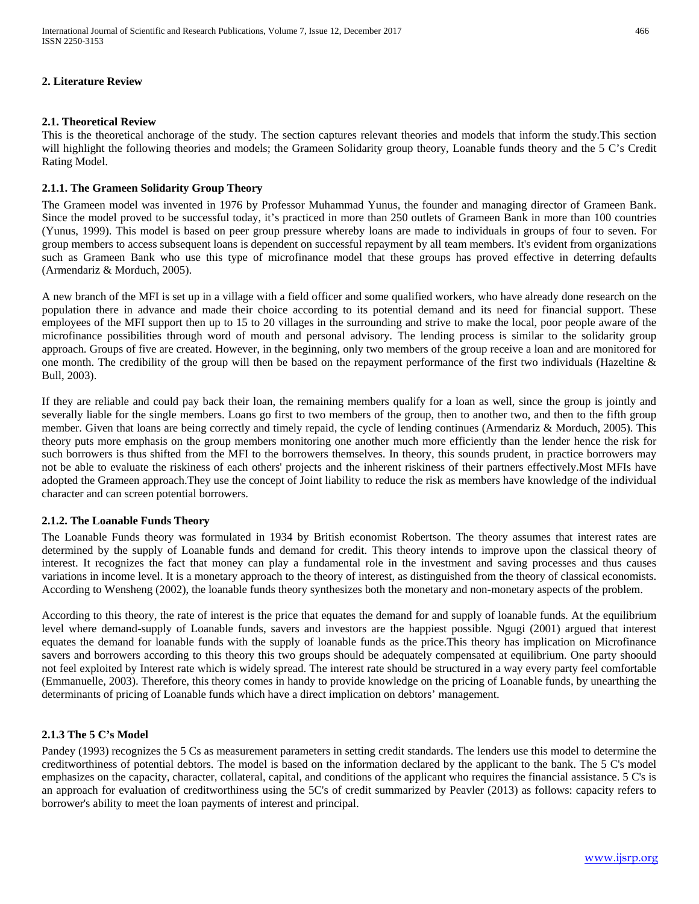## 2. Literature Review

### 2.1. Theoretical Review

This is the theoretical anchorage of the study. The section captures relevant theories and models that inform the study.This section will highlight the following theories and models; the Grameen Solidarity group theory, Loanable funds theory and the 5 C's Credit Rating Model.

#### 2.1.1. The Grameen Solidarity Group Theory

The Grameen model was invented in 1976 by Professor Muhammad Yunus, the founder and managing director of Grameen Bank. Since the model proved to be successful today, it's practiced in more than 250 outlets of Grameen Bank in more than 100 countries (Yunus, 1999). This model is based on peer group pressure whereby loans are made to individuals in groups of four to seven. For group members to access subsequent loans is dependent on successful repayment by all team members. It's evident from organizations such as Grameen Bank who use this type of microfinance model that these groups has proved effective in deterring defaults (Armendariz & Morduch, 2005).

A new branch of the MFI is set up in a village with a field officer and some qualified workers, who have already done research on the population there in advance and made their choice according to its potential demand and its need for financial support. These employees of the MFI support then up to 15 to 20 villages in the surrounding and strive to make the local, poor people aware of the microfinance possibilities through word of mouth and personal advisory. The lending process is similar to the solidarity group approach. Groups of five are created. However, in the beginning, only two members of the group receive a loan and are monitored for one month. The credibility of the group will then be based on the repayment performance of the first two individuals (Hazeltine & Bull, 2003).

If they are reliable and could pay back their loan, the remaining members qualify for a loan as well, since the group is jointly and severally liable for the single members. Loans go first to two members of the group, then to another two, and then to the fifth group member. Given that loans are being correctly and timely repaid, the cycle of lending continues (Armendariz & Morduch, 2005). This theory puts more emphasis on the group members monitoring one another much more efficiently than the lender hence the risk for such borrowers is thus shifted from the MFI to the borrowers themselves. In theory, this sounds prudent, in practice borrowers may not be able to evaluate the riskiness of each others' projects and the inherent riskiness of their partners effectively.Most MFIs have adopted the Grameen approach.They use the concept of Joint liability to reduce the risk as members have knowledge of the individual character and can screen potential borrowers.

#### 2.1.2. The Loanable Funds Theory

The Loanable Funds theory was formulated in 1934 by British economist Robertson. The theory assumes that interest rates are determined by the supply of Loanable funds and demand for credit. This theory intends to improve upon the classical theory of interest. It recognizes the fact that money can play a fundamental role in the investment and saving processes and thus causes variations in income level. It is a monetary approach to the theory of interest, as distinguished from the theory of classical economists. According to Wensheng (2002), the loanable funds theory synthesizes both the monetary and non-monetary aspects of the problem.

According to this theory, the rate of interest is the price that equates the demand for and supply of loanable funds. At the equilibrium level where demand-supply of Loanable funds, savers and investors are the happiest possible. Ngugi (2001) argued that interest equates the demand for loanable funds with the supply of loanable funds as the price.This theory has implication on Microfinance savers and borrowers according to this theory this two groups should be adequately compensated at equilibrium. One party shoould not feel exploited by Interest rate which is widely spread. The interest rate should be structured in a way every party feel comfortable (Emmanuelle, 2003). Therefore, this theory comes in handy to provide knowledge on the pricing of Loanable funds, by unearthing the determinants of pricing of Loanable funds which have a direct implication on debtors' management.

#### 2.1.3 The 5 C's Model

Pandey (1993) recognizes the 5 Cs as measurement parameters in setting credit standards. The lenders use this model to determine the creditworthiness of potential debtors. The model is based on the information declared by the applicant to the bank. The 5 C's model emphasizes on the capacity, character, collateral, capital, and conditions of the applicant who requires the financial assistance. 5 C's is an approach for evaluation of creditworthiness using the 5C's of credit summarized by Peavler (2013) as follows: capacity refers to borrower's ability to meet the loan payments of interest and principal.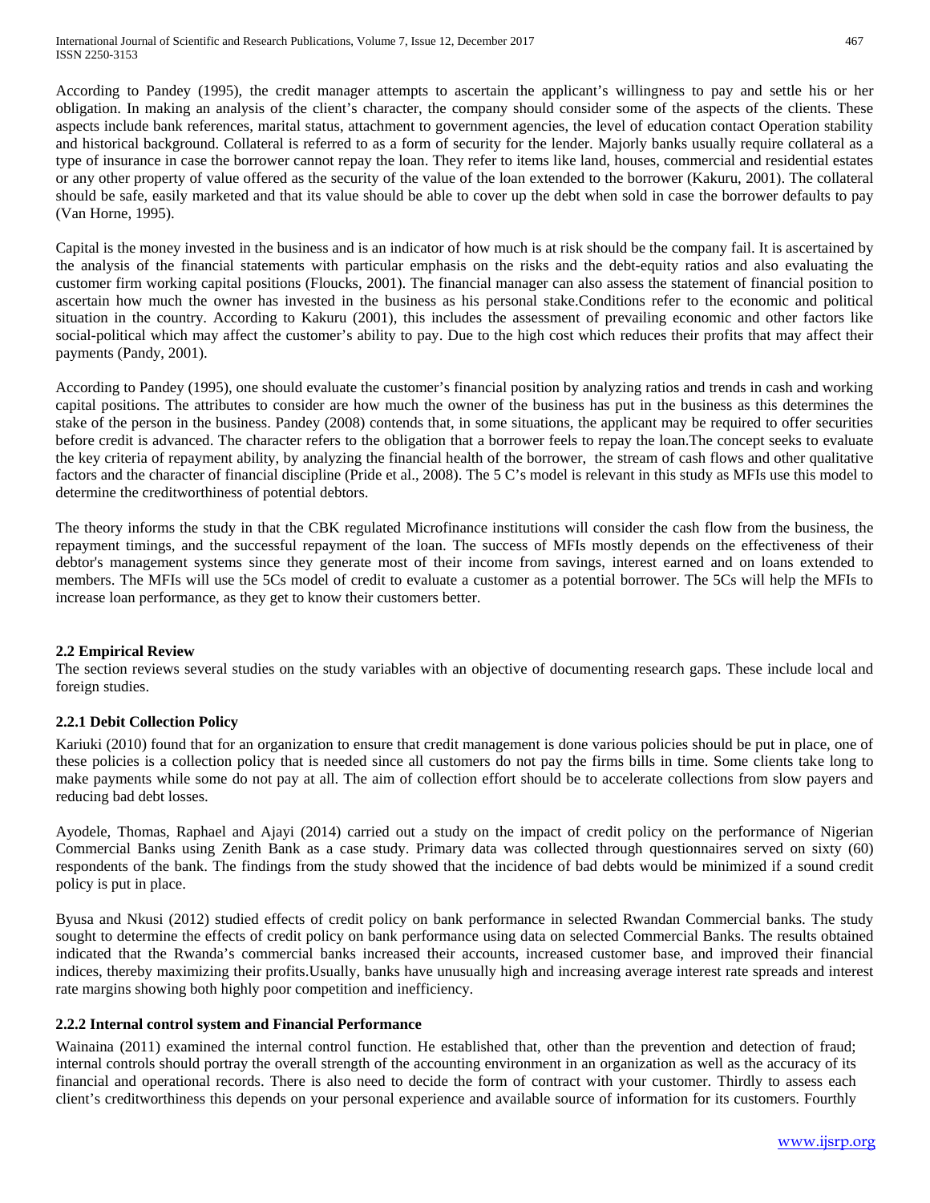According to Pandey (1995), the credit manager attempts to ascertain the applicant's willingness to pay and settle his or her obligation. In making an analysis of the client's character, the company should consider some of the aspects of the clients. These aspects include bank references, marital status, attachment to government agencies, the level of education contact Operation stability and historical background. Collateral is referred to as a form of security for the lender. Majorly banks usually require collateral as a type of insurance in case the borrower cannot repay the loan. They refer to items like land, houses, commercial and residential estates or any other property of value offered as the security of the value of the loan extended to the borrower (Kakuru, 2001). The collateral should be safe, easily marketed and that its value should be able to cover up the debt when sold in case the borrower defaults to pay (Van Horne, 1995).

Capital is the money invested in the business and is an indicator of how much is at risk should be the company fail. It is ascertained by the analysis of the financial statements with particular emphasis on the risks and the debt-equity ratios and also evaluating the customer firm working capital positions (Floucks, 2001). The financial manager can also assess the statement of financial position to ascertain how much the owner has invested in the business as his personal stake.Conditions refer to the economic and political situation in the country. According to Kakuru (2001), this includes the assessment of prevailing economic and other factors like social-political which may affect the customer's ability to pay. Due to the high cost which reduces their profits that may affect their payments (Pandy, 2001).

According to Pandey (1995), one should evaluate the customer's financial position by analyzing ratios and trends in cash and working capital positions. The attributes to consider are how much the owner of the business has put in the business as this determines the stake of the person in the business. Pandey (2008) contends that, in some situations, the applicant may be required to offer securities before credit is advanced. The character refers to the obligation that a borrower feels to repay the loan.The concept seeks to evaluate the key criteria of repayment ability, by analyzing the financial health of the borrower, the stream of cash flows and other qualitative factors and the character of financial discipline (Pride et al., 2008). The 5 C's model is relevant in this study as MFIs use this model to determine the creditworthiness of potential debtors.

The theory informs the study in that the CBK regulated Microfinance institutions will consider the cash flow from the business, the repayment timings, and the successful repayment of the loan. The success of MFIs mostly depends on the effectiveness of their debtor's management systems since they generate most of their income from savings, interest earned and on loans extended to members. The MFIs will use the 5Cs model of credit to evaluate a customer as a potential borrower. The 5Cs will help the MFIs to increase loan performance, as they get to know their customers better.

## 2.2 Empirical Review

The section reviews several studies on the study variables with an objective of documenting research gaps. These include local and foreign studies.

### 2.2.1 Debit Collection Policy

Kariuki (2010) found that for an organization to ensure that credit management is done various policies should be put in place, one of these policies is a collection policy that is needed since all customers do not pay the firms bills in time. Some clients take long to make payments while some do not pay at all. The aim of collection effort should be to accelerate collections from slow payers and reducing bad debt losses.

Ayodele, Thomas, Raphael and Ajayi (2014) carried out a study on the impact of credit policy on the performance of Nigerian Commercial Banks using Zenith Bank as a case study. Primary data was collected through questionnaires served on sixty (60) respondents of the bank. The findings from the study showed that the incidence of bad debts would be minimized if a sound credit policy is put in place.

Byusa and Nkusi (2012) studied effects of credit policy on bank performance in selected Rwandan Commercial banks. The study sought to determine the effects of credit policy on bank performance using data on selected Commercial Banks. The results obtained indicated that the Rwanda's commercial banks increased their accounts, increased customer base, and improved their financial indices, thereby maximizing their profits.Usually, banks have unusually high and increasing average interest rate spreads and interest rate margins showing both highly poor competition and inefficiency.

### 2.2.2 Internal control system and Financial Performance

Wainaina (2011) examined the internal control function. He established that, other than the prevention and detection of fraud; internal controls should portray the overall strength of the accounting environment in an organization as well as the accuracy of its financial and operational records. There is also need to decide the form of contract with your customer. Thirdly to assess each client's creditworthiness this depends on your personal experience and available source of information for its customers. Fourthly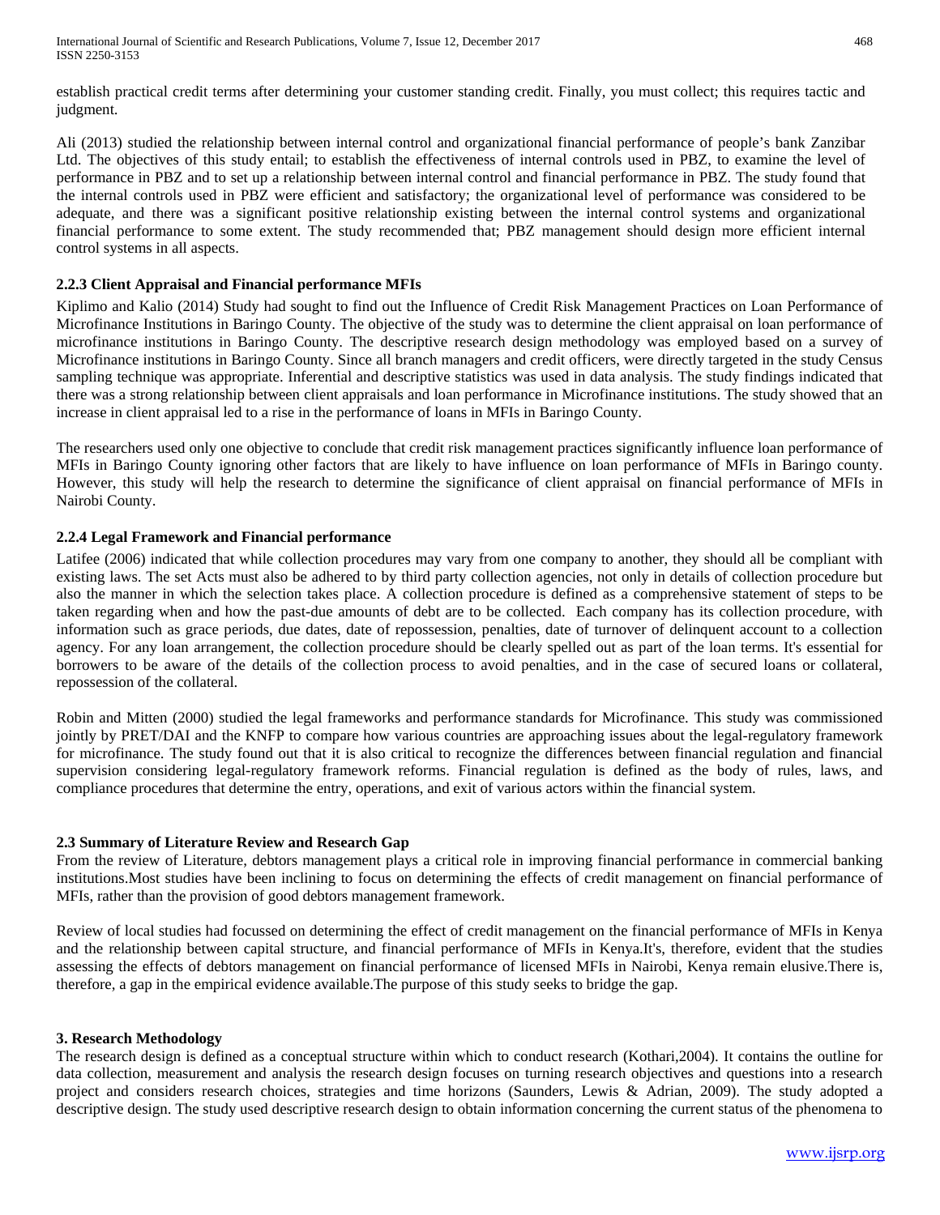establish practical credit terms after determining your customer standing credit. Finally, you must collect; this requires tactic and judgment.

Ali (2013) studied the relationship between internal control and organizational financial performance of people's bank Zanzibar Ltd. The objectives of this study entail; to establish the effectiveness of internal controls used in PBZ, to examine the level of performance in PBZ and to set up a relationship between internal control and financial performance in PBZ. The study found that the internal controls used in PBZ were efficient and satisfactory; the organizational level of performance was considered to be adequate, and there was a significant positive relationship existing between the internal control systems and organizational financial performance to some extent. The study recommended that; PBZ management should design more efficient internal control systems in all aspects.

### 2.2.3 Client Appraisal and Financial performance MFIs

Kiplimo and Kalio (2014) Study had sought to find out the Influence of Credit Risk Management Practices on Loan Performance of Microfinance Institutions in Baringo County. The objective of the study was to determine the client appraisal on loan performance of microfinance institutions in Baringo County. The descriptive research design methodology was employed based on a survey of Microfinance institutions in Baringo County. Since all branch managers and credit officers, were directly targeted in the study Census sampling technique was appropriate. Inferential and descriptive statistics was used in data analysis. The study findings indicated that there was a strong relationship between client appraisals and loan performance in Microfinance institutions. The study showed that an increase in client appraisal led to a rise in the performance of loans in MFIs in Baringo County.

The researchers used only one objective to conclude that credit risk management practices significantly influence loan performance of MFIs in Baringo County ignoring other factors that are likely to have influence on loan performance of MFIs in Baringo county. However, this study will help the research to determine the significance of client appraisal on financial performance of MFIs in Nairobi County.

### 2.2.4 Legal Framework and Financial performance

Latifee (2006) indicated that while collection procedures may vary from one company to another, they should all be compliant with existing laws. The set Acts must also be adhered to by third party collection agencies, not only in details of collection procedure but also the manner in which the selection takes place. A collection procedure is defined as a comprehensive statement of steps to be taken regarding when and how the past-due amounts of debt are to be collected. Each company has its collection procedure, with information such as grace periods, due dates, date of repossession, penalties, date of turnover of delinquent account to a collection agency. For any loan arrangement, the collection procedure should be clearly spelled out as part of the loan terms. It's essential for borrowers to be aware of the details of the collection process to avoid penalties, and in the case of secured loans or collateral, repossession of the collateral.

Robin and Mitten (2000) studied the legal frameworks and performance standards for Microfinance. This study was commissioned jointly by PRET/DAI and the KNFP to compare how various countries are approaching issues about the legal-regulatory framework for microfinance. The study found out that it is also critical to recognize the differences between financial regulation and financial supervision considering legal-regulatory framework reforms. Financial regulation is defined as the body of rules, laws, and compliance procedures that determine the entry, operations, and exit of various actors within the financial system.

## 2.3 Summary of Literature Review and Research Gap

From the review of Literature, debtors management plays a critical role in improving financial performance in commercial banking institutions.Most studies have been inclining to focus on determining the effects of credit management on financial performance of MFIs, rather than the provision of good debtors management framework.

Review of local studies had focussed on determining the effect of credit management on the financial performance of MFIs in Kenya and the relationship between capital structure, and financial performance of MFIs in Kenya.It's, therefore, evident that the studies assessing the effects of debtors management on financial performance of licensed MFIs in Nairobi, Kenya remain elusive.There is, therefore, a gap in the empirical evidence available.The purpose of this study seeks to bridge the gap.

# 3. Research Methodology

The research design is defined as a conceptual structure within which to conduct research (Kothari,2004). It contains the outline for data collection, measurement and analysis the research design focuses on turning research objectives and questions into a research project and considers research choices, strategies and time horizons (Saunders, Lewis & Adrian, 2009). The study adopted a descriptive design. The study used descriptive research design to obtain information concerning the current status of the phenomena to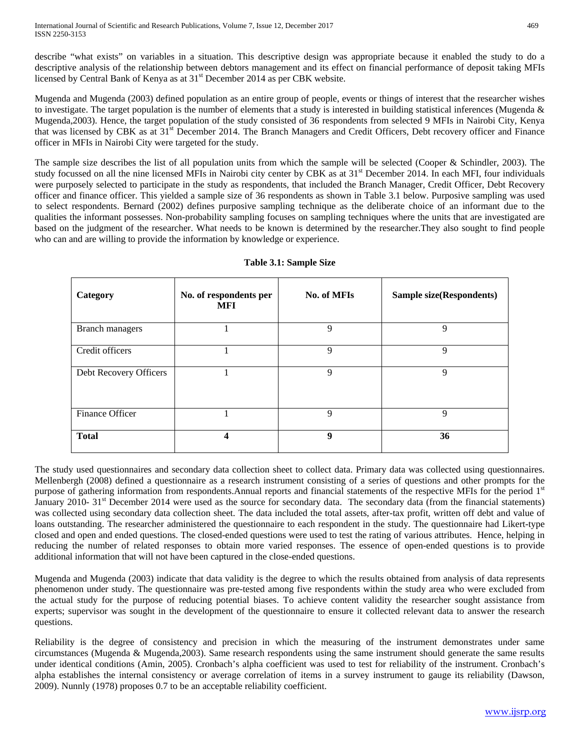describe "what exists" on variables in a situation. This descriptive design was appropriate because it enabled the study to do a descriptive analysis of the relationship between debtors management and its effect on financial performance of deposit taking MFIs licensed by Central Bank of Kenya as at 31st December 2014 as per CBK website.

Mugenda and Mugenda (2003) defined population as an entire group of people, events or things of interest that the researcher wishes to investigate. The target population is the number of elements that a study is interested in building statistical inferences (Mugenda & Mugenda,2003). Hence, the target population of the study consisted of 36 respondents from selected 9 MFIs in Nairobi City, Kenya that was licensed by CBK as at 31st December 2014. The Branch Managers and Credit Officers, Debt recovery officer and Finance officer in MFIs in Nairobi City were targeted for the study.

The sample size describes the list of all population units from which the sample will be selected (Cooper & Schindler, 2003). The study focussed on all the nine licensed MFIs in Nairobi city center by CBK as at 31st December 2014. In each MFI, four individuals were purposely selected to participate in the study as respondents, that included the Branch Manager, Credit Officer, Debt Recovery officer and finance officer. This yielded a sample size of 36 respondents as shown in Table 3.1 below. Purposive sampling was used to select respondents. Bernard (2002) defines purposive sampling technique as the deliberate choice of an informant due to the qualities the informant possesses. Non-probability sampling focuses on sampling techniques where the units that are investigated are based on the judgment of the researcher. What needs to be known is determined by the researcher.They also sought to find people who can and are willing to provide the information by knowledge or experience.

**Table 3.1: Sample Size**

| Category | No. of respondents per MFI | No. of MFIs | Sample size(Respondents) |
|---|---|---|---|
| Branch managers | 1 | 9 | 9 |
| Credit officers | 1 | 9 | 9 |
| Debt Recovery Officers | 1 | 9 | 9 |
| Finance Officer | 1 | 9 | 9 |
| **Total** | **4** | **9** | **36** |

The study used questionnaires and secondary data collection sheet to collect data. Primary data was collected using questionnaires. Mellenbergh (2008) defined a questionnaire as a research instrument consisting of a series of questions and other prompts for the purpose of gathering information from respondents.Annual reports and financial statements of the respective MFIs for the period 1st January 2010- 31st December 2014 were used as the source for secondary data. The secondary data (from the financial statements) was collected using secondary data collection sheet. The data included the total assets, after-tax profit, written off debt and value of loans outstanding. The researcher administered the questionnaire to each respondent in the study. The questionnaire had Likert-type closed and open and ended questions. The closed-ended questions were used to test the rating of various attributes. Hence, helping in reducing the number of related responses to obtain more varied responses. The essence of open-ended questions is to provide additional information that will not have been captured in the close-ended questions.

Mugenda and Mugenda (2003) indicate that data validity is the degree to which the results obtained from analysis of data represents phenomenon under study. The questionnaire was pre-tested among five respondents within the study area who were excluded from the actual study for the purpose of reducing potential biases. To achieve content validity the researcher sought assistance from experts; supervisor was sought in the development of the questionnaire to ensure it collected relevant data to answer the research questions.

Reliability is the degree of consistency and precision in which the measuring of the instrument demonstrates under same circumstances (Mugenda & Mugenda,2003). Same research respondents using the same instrument should generate the same results under identical conditions (Amin, 2005). Cronbach's alpha coefficient was used to test for reliability of the instrument. Cronbach's alpha establishes the internal consistency or average correlation of items in a survey instrument to gauge its reliability (Dawson, 2009). Nunnly (1978) proposes 0.7 to be an acceptable reliability coefficient.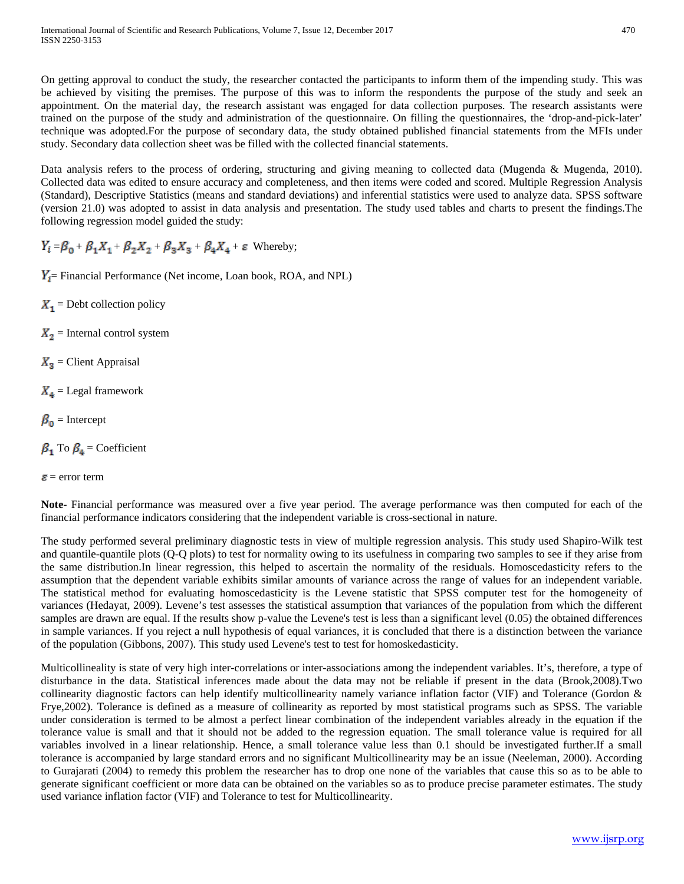On getting approval to conduct the study, the researcher contacted the participants to inform them of the impending study. This was be achieved by visiting the premises. The purpose of this was to inform the respondents the purpose of the study and seek an appointment. On the material day, the research assistant was engaged for data collection purposes. The research assistants were trained on the purpose of the study and administration of the questionnaire. On filling the questionnaires, the 'drop-and-pick-later' technique was adopted.For the purpose of secondary data, the study obtained published financial statements from the MFIs under study. Secondary data collection sheet was be filled with the collected financial statements.

Data analysis refers to the process of ordering, structuring and giving meaning to collected data (Mugenda & Mugenda, 2010). Collected data was edited to ensure accuracy and completeness, and then items were coded and scored. Multiple Regression Analysis (Standard), Descriptive Statistics (means and standard deviations) and inferential statistics were used to analyze data. SPSS software (version 21.0) was adopted to assist in data analysis and presentation. The study used tables and charts to present the findings.The following regression model guided the study:

$Y_i = \beta_0 + \beta_1 X_1 + \beta_2 X_2 + \beta_3 X_3 + \beta_4 X_4 + \varepsilon$ Whereby;

$Y_i$= Financial Performance (Net income, Loan book, ROA, and NPL)

$X_1$ = Debt collection policy

$X_2$ = Internal control system

$X_3$ = Client Appraisal

$X_4$ = Legal framework

$\beta_0$ = Intercept

$\beta_1$ To $\beta_4$ = Coefficient

$\varepsilon$ = error term

**Note-** Financial performance was measured over a five year period. The average performance was then computed for each of the financial performance indicators considering that the independent variable is cross-sectional in nature.

The study performed several preliminary diagnostic tests in view of multiple regression analysis. This study used Shapiro-Wilk test and quantile-quantile plots (Q-Q plots) to test for normality owing to its usefulness in comparing two samples to see if they arise from the same distribution.In linear regression, this helped to ascertain the normality of the residuals. Homoscedasticity refers to the assumption that the dependent variable exhibits similar amounts of variance across the range of values for an independent variable. The statistical method for evaluating homoscedasticity is the Levene statistic that SPSS computer test for the homogeneity of variances (Hedayat, 2009). Levene's test assesses the statistical assumption that variances of the population from which the different samples are drawn are equal. If the results show p-value the Levene's test is less than a significant level (0.05) the obtained differences in sample variances. If you reject a null hypothesis of equal variances, it is concluded that there is a distinction between the variance of the population (Gibbons, 2007). This study used Levene's test to test for homoskedasticity.

Multicollineality is state of very high inter-correlations or inter-associations among the independent variables. It's, therefore, a type of disturbance in the data. Statistical inferences made about the data may not be reliable if present in the data (Brook,2008).Two collinearity diagnostic factors can help identify multicollinearity namely variance inflation factor (VIF) and Tolerance (Gordon & Frye,2002). Tolerance is defined as a measure of collinearity as reported by most statistical programs such as SPSS. The variable under consideration is termed to be almost a perfect linear combination of the independent variables already in the equation if the tolerance value is small and that it should not be added to the regression equation. The small tolerance value is required for all variables involved in a linear relationship. Hence, a small tolerance value less than 0.1 should be investigated further.If a small tolerance is accompanied by large standard errors and no significant Multicollinearity may be an issue (Neeleman, 2000). According to Gurajarati (2004) to remedy this problem the researcher has to drop one none of the variables that cause this so as to be able to generate significant coefficient or more data can be obtained on the variables so as to produce precise parameter estimates. The study used variance inflation factor (VIF) and Tolerance to test for Multicollinearity.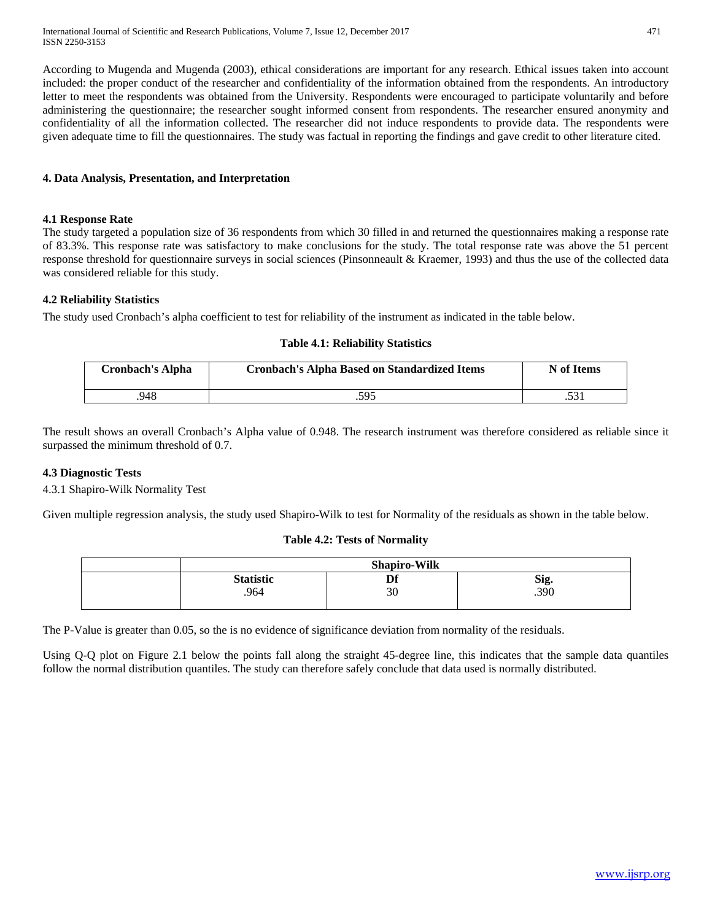According to Mugenda and Mugenda (2003), ethical considerations are important for any research. Ethical issues taken into account included: the proper conduct of the researcher and confidentiality of the information obtained from the respondents. An introductory letter to meet the respondents was obtained from the University. Respondents were encouraged to participate voluntarily and before administering the questionnaire; the researcher sought informed consent from respondents. The researcher ensured anonymity and confidentiality of all the information collected. The researcher did not induce respondents to provide data. The respondents were given adequate time to fill the questionnaires. The study was factual in reporting the findings and gave credit to other literature cited.

## 4. Data Analysis, Presentation, and Interpretation

### 4.1 Response Rate

The study targeted a population size of 36 respondents from which 30 filled in and returned the questionnaires making a response rate of 83.3%. This response rate was satisfactory to make conclusions for the study. The total response rate was above the 51 percent response threshold for questionnaire surveys in social sciences (Pinsonneault & Kraemer, 1993) and thus the use of the collected data was considered reliable for this study.

### 4.2 Reliability Statistics

The study used Cronbach's alpha coefficient to test for reliability of the instrument as indicated in the table below.

**Table 4.1: Reliability Statistics**

| Cronbach's Alpha | Cronbach's Alpha Based on Standardized Items | N of Items |
|---|---|---|
| .948 | .595 | .531 |

The result shows an overall Cronbach's Alpha value of 0.948. The research instrument was therefore considered as reliable since it surpassed the minimum threshold of 0.7.

### 4.3 Diagnostic Tests

4.3.1 Shapiro-Wilk Normality Test

Given multiple regression analysis, the study used Shapiro-Wilk to test for Normality of the residuals as shown in the table below.

**Table 4.2: Tests of Normality**

| | Shapiro-Wilk | | |
|---|---|---|---|
| | **Statistic** | **Df** | **Sig.** |
| | .964 | 30 | .390 |

The P-Value is greater than 0.05, so the is no evidence of significance deviation from normality of the residuals.

Using Q-Q plot on Figure 2.1 below the points fall along the straight 45-degree line, this indicates that the sample data quantiles follow the normal distribution quantiles. The study can therefore safely conclude that data used is normally distributed.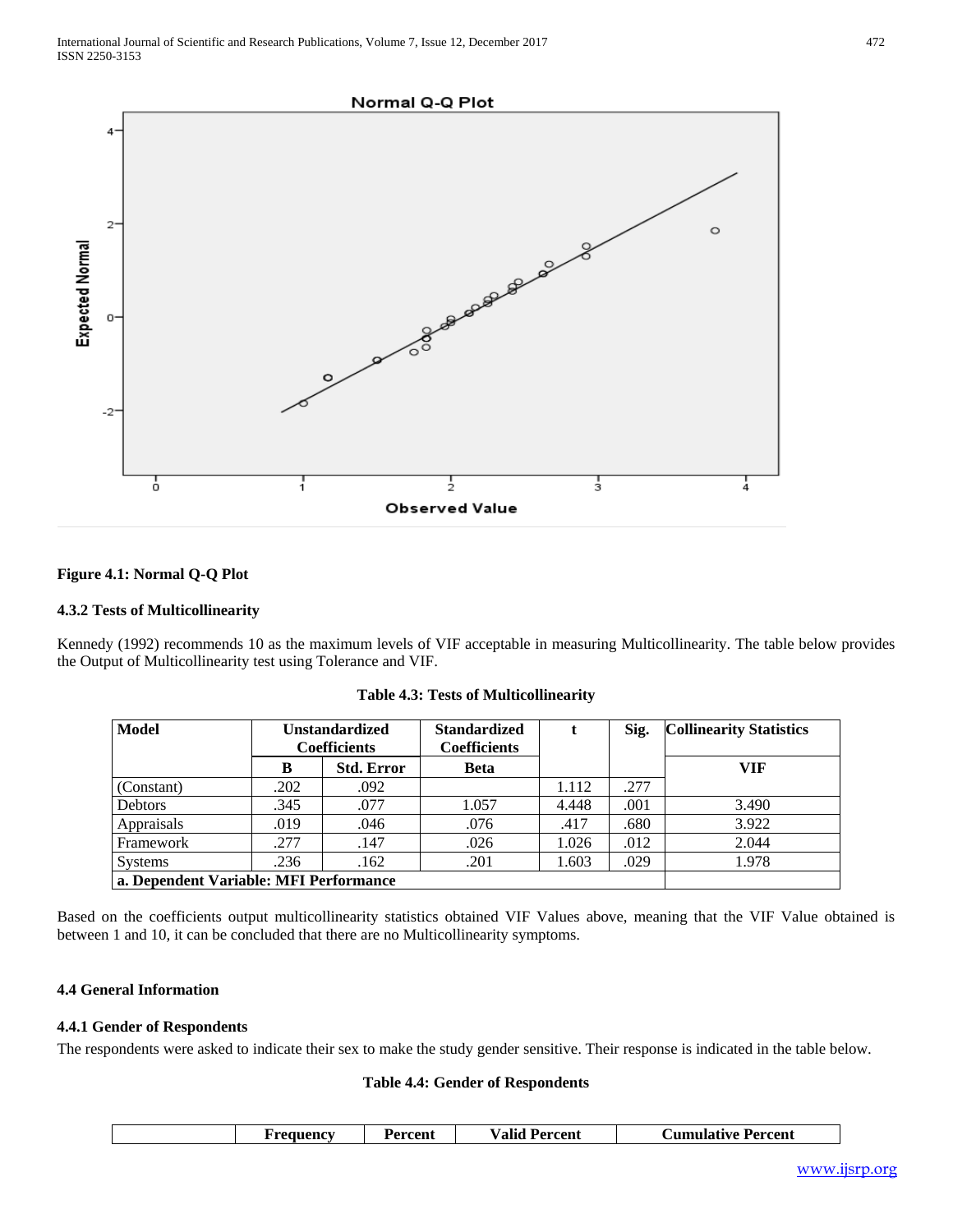**Figure 4.1: Normal Q-Q Plot**

### 4.3.2 Tests of Multicollinearity

Kennedy (1992) recommends 10 as the maximum levels of VIF acceptable in measuring Multicollinearity. The table below provides the Output of Multicollinearity test using Tolerance and VIF.

**Table 4.3: Tests of Multicollinearity**

| Model | Unstandardized Coefficients | | Standardized Coefficients | t | Sig. | Collinearity Statistics |
|---|---|---|---|---|---|---|
| | B | Std. Error | Beta | | | VIF |
| (Constant) | .202 | .092 | | 1.112 | .277 | |
| Debtors | .345 | .077 | 1.057 | 4.448 | .001 | 3.490 |
| Appraisals | .019 | .046 | .076 | .417 | .680 | 3.922 |
| Framework | .277 | .147 | .026 | 1.026 | .012 | 2.044 |
| Systems | .236 | .162 | .201 | 1.603 | .029 | 1.978 |
| a. Dependent Variable: MFI Performance | | | | | | |

Based on the coefficients output multicollinearity statistics obtained VIF Values above, meaning that the VIF Value obtained is between 1 and 10, it can be concluded that there are no Multicollinearity symptoms.

## 4.4 General Information

### 4.4.1 Gender of Respondents

The respondents were asked to indicate their sex to make the study gender sensitive. Their response is indicated in the table below.

**Table 4.4: Gender of Respondents**

| | Frequency | Percent | Valid Percent | Cumulative Percent |
|---|---|---|---|---|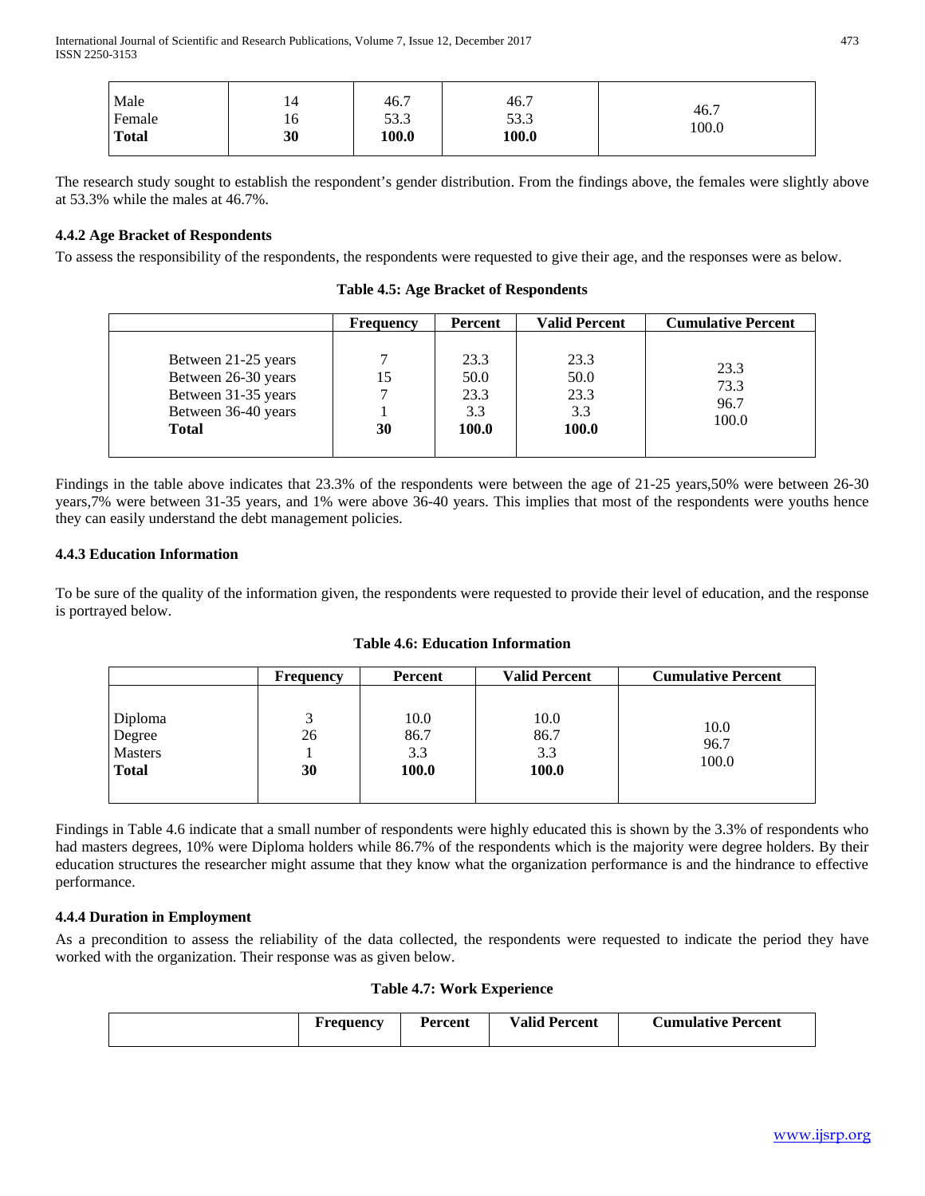| | | | | |
|---|---|---|---|---|
| Male | 14 | 46.7 | 46.7 | 46.7 |
| Female | 16 | 53.3 | 53.3 | 100.0 |
| **Total** | **30** | **100.0** | **100.0** | |

The research study sought to establish the respondent's gender distribution. From the findings above, the females were slightly above at 53.3% while the males at 46.7%.

### 4.4.2 Age Bracket of Respondents

To assess the responsibility of the respondents, the respondents were requested to give their age, and the responses were as below.

**Table 4.5: Age Bracket of Respondents**

| | Frequency | Percent | Valid Percent | Cumulative Percent |
|---|---|---|---|---|
| Between 21-25 years | 7 | 23.3 | 23.3 | 23.3 |
| Between 26-30 years | 15 | 50.0 | 50.0 | 73.3 |
| Between 31-35 years | 7 | 23.3 | 23.3 | 96.7 |
| Between 36-40 years | 1 | 3.3 | 3.3 | 100.0 |
| **Total** | **30** | **100.0** | **100.0** | |

Findings in the table above indicates that 23.3% of the respondents were between the age of 21-25 years,50% were between 26-30 years,7% were between 31-35 years, and 1% were above 36-40 years. This implies that most of the respondents were youths hence they can easily understand the debt management policies.

### 4.4.3 Education Information

To be sure of the quality of the information given, the respondents were requested to provide their level of education, and the response is portrayed below.

**Table 4.6: Education Information**

| | Frequency | Percent | Valid Percent | Cumulative Percent |
|---|---|---|---|---|
| Diploma | 3 | 10.0 | 10.0 | 10.0 |
| Degree | 26 | 86.7 | 86.7 | 96.7 |
| Masters | 1 | 3.3 | 3.3 | 100.0 |
| **Total** | **30** | **100.0** | **100.0** | |

Findings in Table 4.6 indicate that a small number of respondents were highly educated this is shown by the 3.3% of respondents who had masters degrees, 10% were Diploma holders while 86.7% of the respondents which is the majority were degree holders. By their education structures the researcher might assume that they know what the organization performance is and the hindrance to effective performance.

### 4.4.4 Duration in Employment

As a precondition to assess the reliability of the data collected, the respondents were requested to indicate the period they have worked with the organization. Their response was as given below.

**Table 4.7: Work Experience**

| | Frequency | Percent | Valid Percent | Cumulative Percent |
|---|---|---|---|---|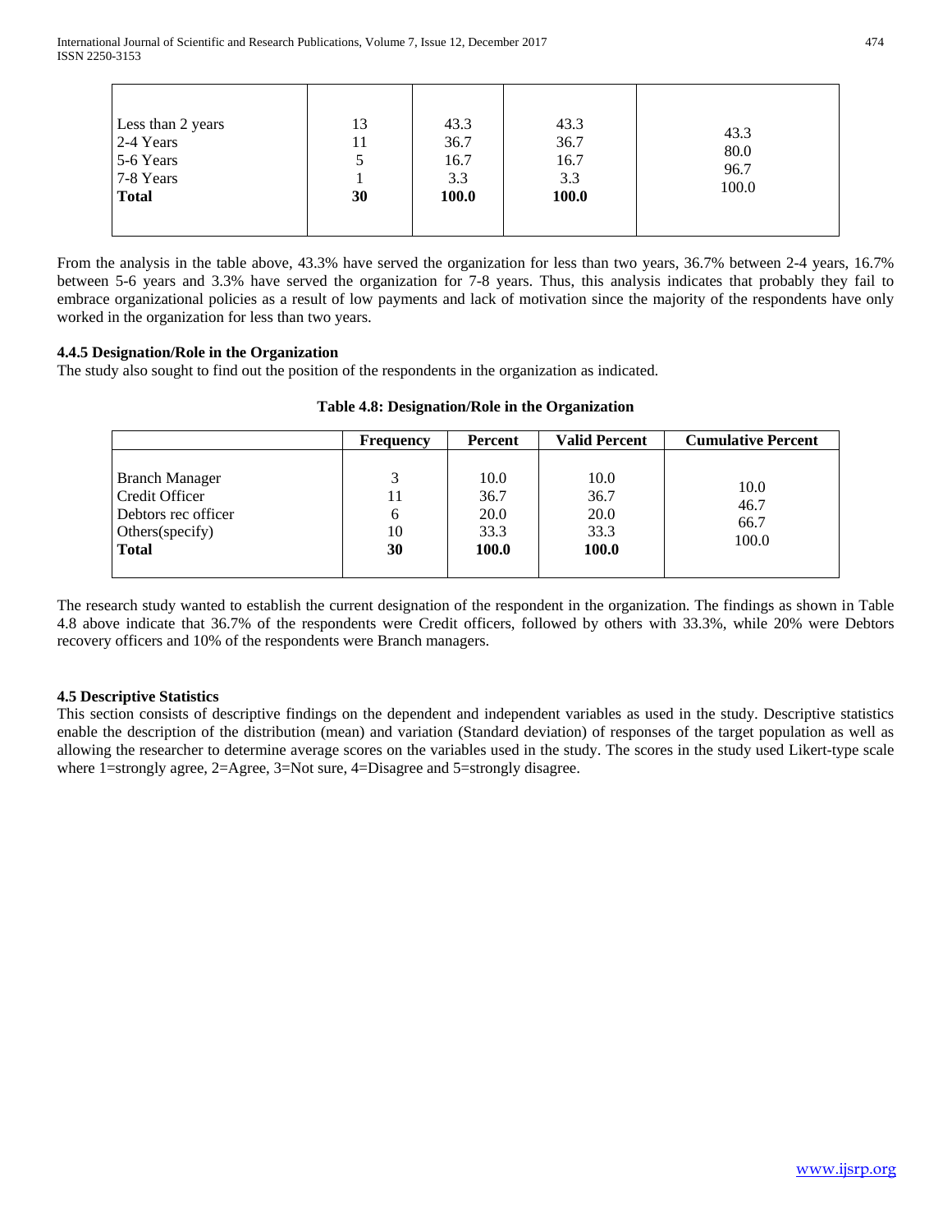| | | | | |
|---|---|---|---|---|
| Less than 2 years | 13 | 43.3 | 43.3 | 43.3 |
| 2-4 Years | 11 | 36.7 | 36.7 | 80.0 |
| 5-6 Years | 5 | 16.7 | 16.7 | 96.7 |
| 7-8 Years | 1 | 3.3 | 3.3 | 100.0 |
| **Total** | **30** | **100.0** | **100.0** | |

From the analysis in the table above, 43.3% have served the organization for less than two years, 36.7% between 2-4 years, 16.7% between 5-6 years and 3.3% have served the organization for 7-8 years. Thus, this analysis indicates that probably they fail to embrace organizational policies as a result of low payments and lack of motivation since the majority of the respondents have only worked in the organization for less than two years.

### 4.4.5 Designation/Role in the Organization

The study also sought to find out the position of the respondents in the organization as indicated.

**Table 4.8: Designation/Role in the Organization**

| | Frequency | Percent | Valid Percent | Cumulative Percent |
|---|---|---|---|---|
| Branch Manager | 3 | 10.0 | 10.0 | 10.0 |
| Credit Officer | 11 | 36.7 | 36.7 | 46.7 |
| Debtors rec officer | 6 | 20.0 | 20.0 | 66.7 |
| Others(specify) | 10 | 33.3 | 33.3 | 100.0 |
| **Total** | **30** | **100.0** | **100.0** | |

The research study wanted to establish the current designation of the respondent in the organization. The findings as shown in Table 4.8 above indicate that 36.7% of the respondents were Credit officers, followed by others with 33.3%, while 20% were Debtors recovery officers and 10% of the respondents were Branch managers.

### 4.5 Descriptive Statistics

This section consists of descriptive findings on the dependent and independent variables as used in the study. Descriptive statistics enable the description of the distribution (mean) and variation (Standard deviation) of responses of the target population as well as allowing the researcher to determine average scores on the variables used in the study. The scores in the study used Likert-type scale where 1=strongly agree, 2=Agree, 3=Not sure, 4=Disagree and 5=strongly disagree.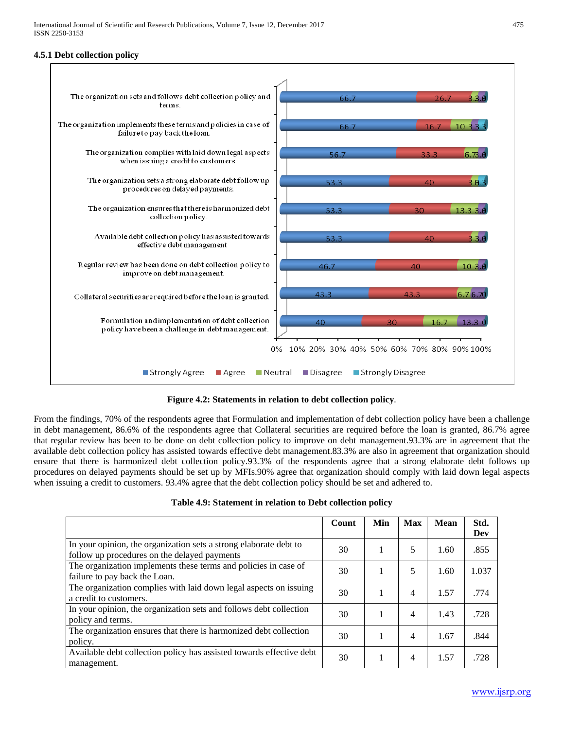### 4.5.1 Debt collection policy

**Figure 4.2: Statements in relation to debt collection policy**.

From the findings, 70% of the respondents agree that Formulation and implementation of debt collection policy have been a challenge in debt management, 86.6% of the respondents agree that Collateral securities are required before the loan is granted, 86.7% agree that regular review has been to be done on debt collection policy to improve on debt management.93.3% are in agreement that the available debt collection policy has assisted towards effective debt management.83.3% are also in agreement that organization should ensure that there is harmonized debt collection policy.93.3% of the respondents agree that a strong elaborate debt follows up procedures on delayed payments should be set up by MFIs.90% agree that organization should comply with laid down legal aspects when issuing a credit to customers. 93.4% agree that the debt collection policy should be set and adhered to.

**Table 4.9: Statement in relation to Debt collection policy**

| | Count | Min | Max | Mean | Std. Dev |
|---|---|---|---|---|---|
| In your opinion, the organization sets a strong elaborate debt to follow up procedures on the delayed payments | 30 | 1 | 5 | 1.60 | .855 |
| The organization implements these terms and policies in case of failure to pay back the Loan. | 30 | 1 | 5 | 1.60 | 1.037 |
| The organization complies with laid down legal aspects on issuing a credit to customers. | 30 | 1 | 4 | 1.57 | .774 |
| In your opinion, the organization sets and follows debt collection policy and terms. | 30 | 1 | 4 | 1.43 | .728 |
| The organization ensures that there is harmonized debt collection policy. | 30 | 1 | 4 | 1.67 | .844 |
| Available debt collection policy has assisted towards effective debt management. | 30 | 1 | 4 | 1.57 | .728 |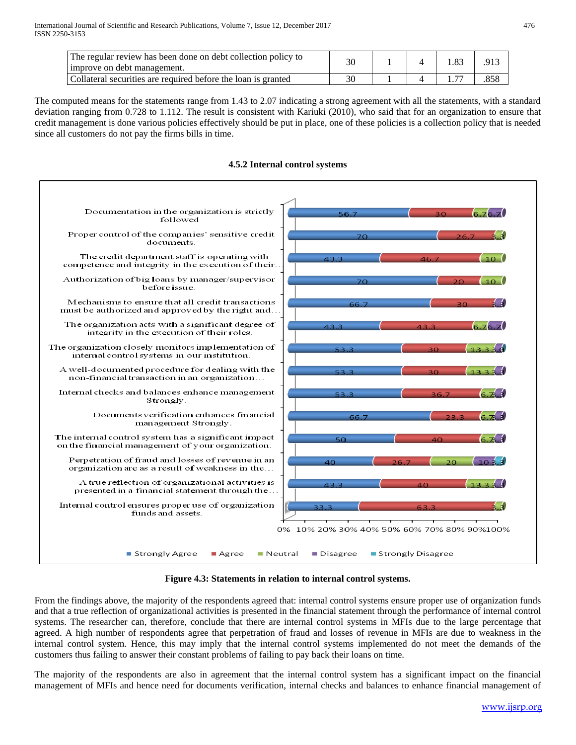| The regular review has been done on debt collection policy to improve on debt management. | 30 | 1 | 4 | 1.83 | .913 |
|---|---|---|---|---|---|
| Collateral securities are required before the loan is granted | 30 | 1 | 4 | 1.77 | .858 |

The computed means for the statements range from 1.43 to 2.07 indicating a strong agreement with all the statements, with a standard deviation ranging from 0.728 to 1.112. The result is consistent with Kariuki (2010), who said that for an organization to ensure that credit management is done various policies effectively should be put in place, one of these policies is a collection policy that is needed since all customers do not pay the firms bills in time.

### 4.5.2 Internal control systems

**Figure 4.3: Statements in relation to internal control systems.**

From the findings above, the majority of the respondents agreed that: internal control systems ensure proper use of organization funds and that a true reflection of organizational activities is presented in the financial statement through the performance of internal control systems. The researcher can, therefore, conclude that there are internal control systems in MFIs due to the large percentage that agreed. A high number of respondents agree that perpetration of fraud and losses of revenue in MFIs are due to weakness in the internal control system. Hence, this may imply that the internal control systems implemented do not meet the demands of the customers thus failing to answer their constant problems of failing to pay back their loans on time.

The majority of the respondents are also in agreement that the internal control system has a significant impact on the financial management of MFIs and hence need for documents verification, internal checks and balances to enhance financial management of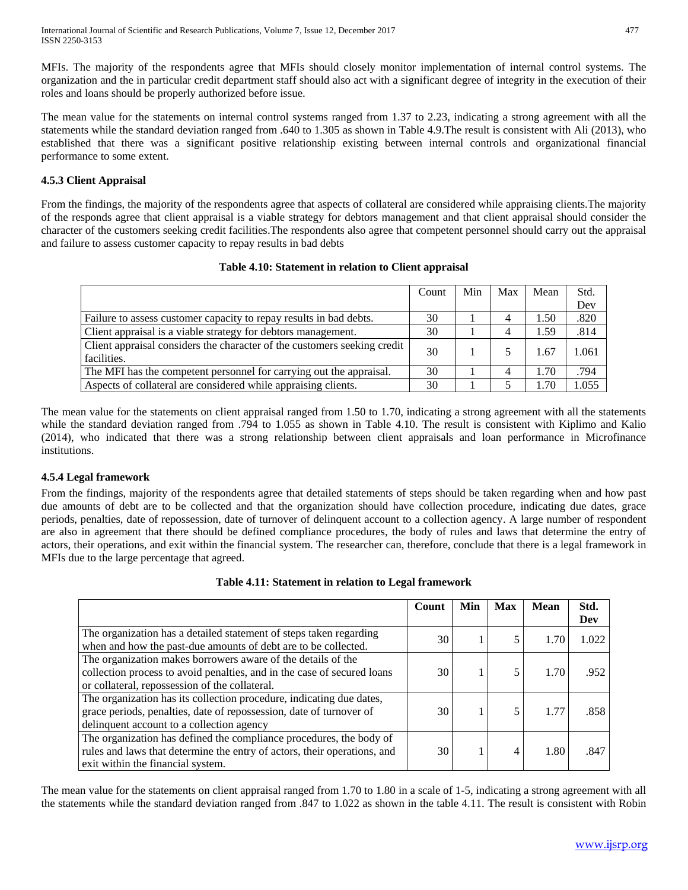MFIs. The majority of the respondents agree that MFIs should closely monitor implementation of internal control systems. The organization and the in particular credit department staff should also act with a significant degree of integrity in the execution of their roles and loans should be properly authorized before issue.

The mean value for the statements on internal control systems ranged from 1.37 to 2.23, indicating a strong agreement with all the statements while the standard deviation ranged from .640 to 1.305 as shown in Table 4.9.The result is consistent with Ali (2013), who established that there was a significant positive relationship existing between internal controls and organizational financial performance to some extent.

### 4.5.3 Client Appraisal

From the findings, the majority of the respondents agree that aspects of collateral are considered while appraising clients.The majority of the responds agree that client appraisal is a viable strategy for debtors management and that client appraisal should consider the character of the customers seeking credit facilities.The respondents also agree that competent personnel should carry out the appraisal and failure to assess customer capacity to repay results in bad debts

**Table 4.10: Statement in relation to Client appraisal**

| | Count | Min | Max | Mean | Std. Dev |
|---|---|---|---|---|---|
| Failure to assess customer capacity to repay results in bad debts. | 30 | 1 | 4 | 1.50 | .820 |
| Client appraisal is a viable strategy for debtors management. | 30 | 1 | 4 | 1.59 | .814 |
| Client appraisal considers the character of the customers seeking credit facilities. | 30 | 1 | 5 | 1.67 | 1.061 |
| The MFI has the competent personnel for carrying out the appraisal. | 30 | 1 | 4 | 1.70 | .794 |
| Aspects of collateral are considered while appraising clients. | 30 | 1 | 5 | 1.70 | 1.055 |

The mean value for the statements on client appraisal ranged from 1.50 to 1.70, indicating a strong agreement with all the statements while the standard deviation ranged from .794 to 1.055 as shown in Table 4.10. The result is consistent with Kiplimo and Kalio (2014), who indicated that there was a strong relationship between client appraisals and loan performance in Microfinance institutions.

### 4.5.4 Legal framework

From the findings, majority of the respondents agree that detailed statements of steps should be taken regarding when and how past due amounts of debt are to be collected and that the organization should have collection procedure, indicating due dates, grace periods, penalties, date of repossession, date of turnover of delinquent account to a collection agency. A large number of respondent are also in agreement that there should be defined compliance procedures, the body of rules and laws that determine the entry of actors, their operations, and exit within the financial system. The researcher can, therefore, conclude that there is a legal framework in MFIs due to the large percentage that agreed.

**Table 4.11: Statement in relation to Legal framework**

| | Count | Min | Max | Mean | Std. Dev |
|---|---|---|---|---|---|
| The organization has a detailed statement of steps taken regarding when and how the past-due amounts of debt are to be collected. | 30 | 1 | 5 | 1.70 | 1.022 |
| The organization makes borrowers aware of the details of the collection process to avoid penalties, and in the case of secured loans or collateral, repossession of the collateral. | 30 | 1 | 5 | 1.70 | .952 |
| The organization has its collection procedure, indicating due dates, grace periods, penalties, date of repossession, date of turnover of delinquent account to a collection agency | 30 | 1 | 5 | 1.77 | .858 |
| The organization has defined the compliance procedures, the body of rules and laws that determine the entry of actors, their operations, and exit within the financial system. | 30 | 1 | 4 | 1.80 | .847 |

The mean value for the statements on client appraisal ranged from 1.70 to 1.80 in a scale of 1-5, indicating a strong agreement with all the statements while the standard deviation ranged from .847 to 1.022 as shown in the table 4.11. The result is consistent with Robin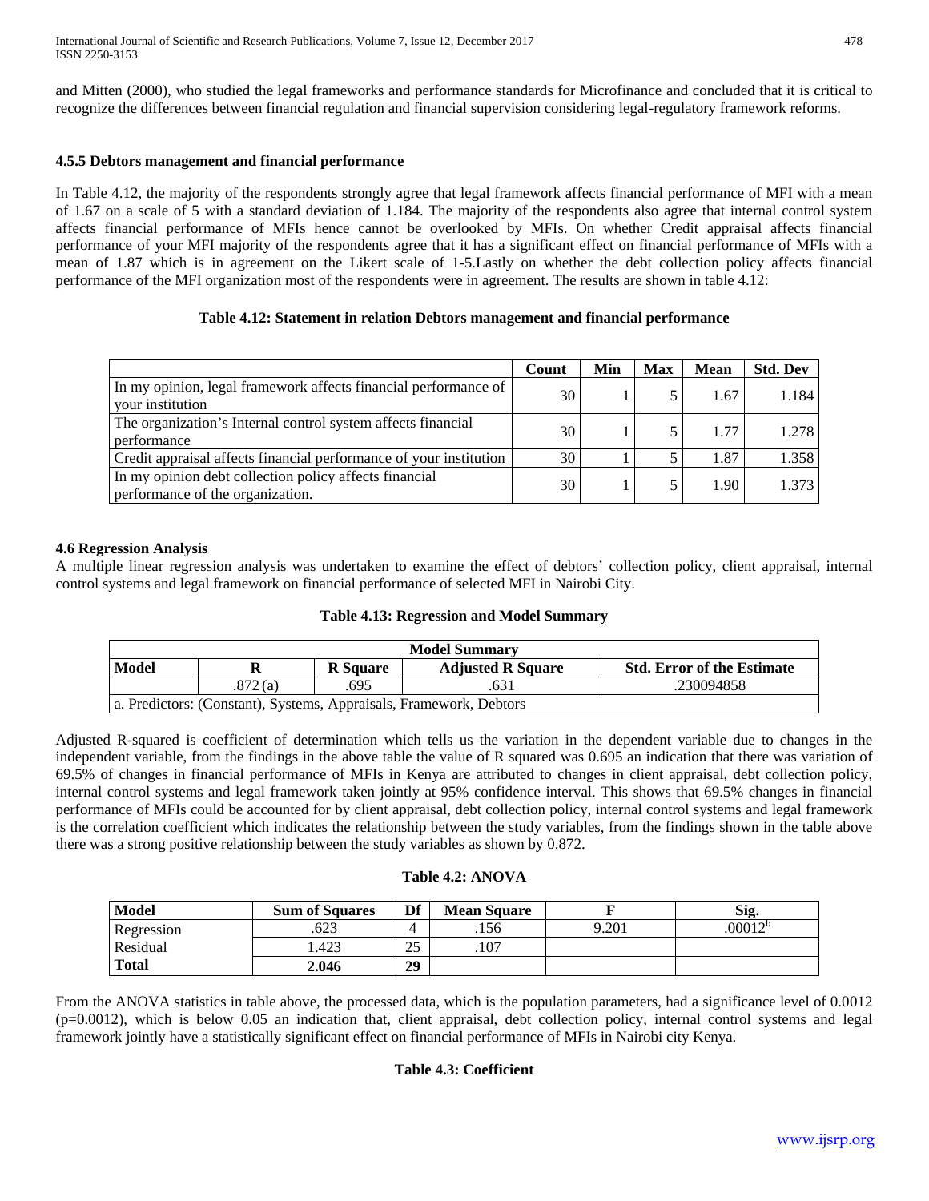and Mitten (2000), who studied the legal frameworks and performance standards for Microfinance and concluded that it is critical to recognize the differences between financial regulation and financial supervision considering legal-regulatory framework reforms.

### 4.5.5 Debtors management and financial performance

In Table 4.12, the majority of the respondents strongly agree that legal framework affects financial performance of MFI with a mean of 1.67 on a scale of 5 with a standard deviation of 1.184. The majority of the respondents also agree that internal control system affects financial performance of MFIs hence cannot be overlooked by MFIs. On whether Credit appraisal affects financial performance of your MFI majority of the respondents agree that it has a significant effect on financial performance of MFIs with a mean of 1.87 which is in agreement on the Likert scale of 1-5.Lastly on whether the debt collection policy affects financial performance of the MFI organization most of the respondents were in agreement. The results are shown in table 4.12:

**Table 4.12: Statement in relation Debtors management and financial performance**

| | Count | Min | Max | Mean | Std. Dev |
|---|---|---|---|---|---|
| In my opinion, legal framework affects financial performance of your institution | 30 | 1 | 5 | 1.67 | 1.184 |
| The organization's Internal control system affects financial performance | 30 | 1 | 5 | 1.77 | 1.278 |
| Credit appraisal affects financial performance of your institution | 30 | 1 | 5 | 1.87 | 1.358 |
| In my opinion debt collection policy affects financial performance of the organization. | 30 | 1 | 5 | 1.90 | 1.373 |

### 4.6 Regression Analysis

A multiple linear regression analysis was undertaken to examine the effect of debtors' collection policy, client appraisal, internal control systems and legal framework on financial performance of selected MFI in Nairobi City.

**Table 4.13: Regression and Model Summary**

| Model Summary | | | | |
|---|---|---|---|---|
| **Model** | **R** | **R Square** | **Adjusted R Square** | **Std. Error of the Estimate** |
| | .872 (a) | .695 | .631 | .230094858 |
| a. Predictors: (Constant), Systems, Appraisals, Framework, Debtors | | | | |

Adjusted R-squared is coefficient of determination which tells us the variation in the dependent variable due to changes in the independent variable, from the findings in the above table the value of R squared was 0.695 an indication that there was variation of 69.5% of changes in financial performance of MFIs in Kenya are attributed to changes in client appraisal, debt collection policy, internal control systems and legal framework taken jointly at 95% confidence interval. This shows that 69.5% changes in financial performance of MFIs could be accounted for by client appraisal, debt collection policy, internal control systems and legal framework is the correlation coefficient which indicates the relationship between the study variables, from the findings shown in the table above there was a strong positive relationship between the study variables as shown by 0.872.

**Table 4.2: ANOVA**

| Model | Sum of Squares | Df | Mean Square | F | Sig. |
|---|---|---|---|---|---|
| Regression | .623 | 4 | .156 | 9.201 | .00012[b] |
| Residual | 1.423 | 25 | .107 | | |
| **Total** | **2.046** | **29** | | | |

From the ANOVA statistics in table above, the processed data, which is the population parameters, had a significance level of 0.0012 (p=0.0012), which is below 0.05 an indication that, client appraisal, debt collection policy, internal control systems and legal framework jointly have a statistically significant effect on financial performance of MFIs in Nairobi city Kenya.

**Table 4.3: Coefficient**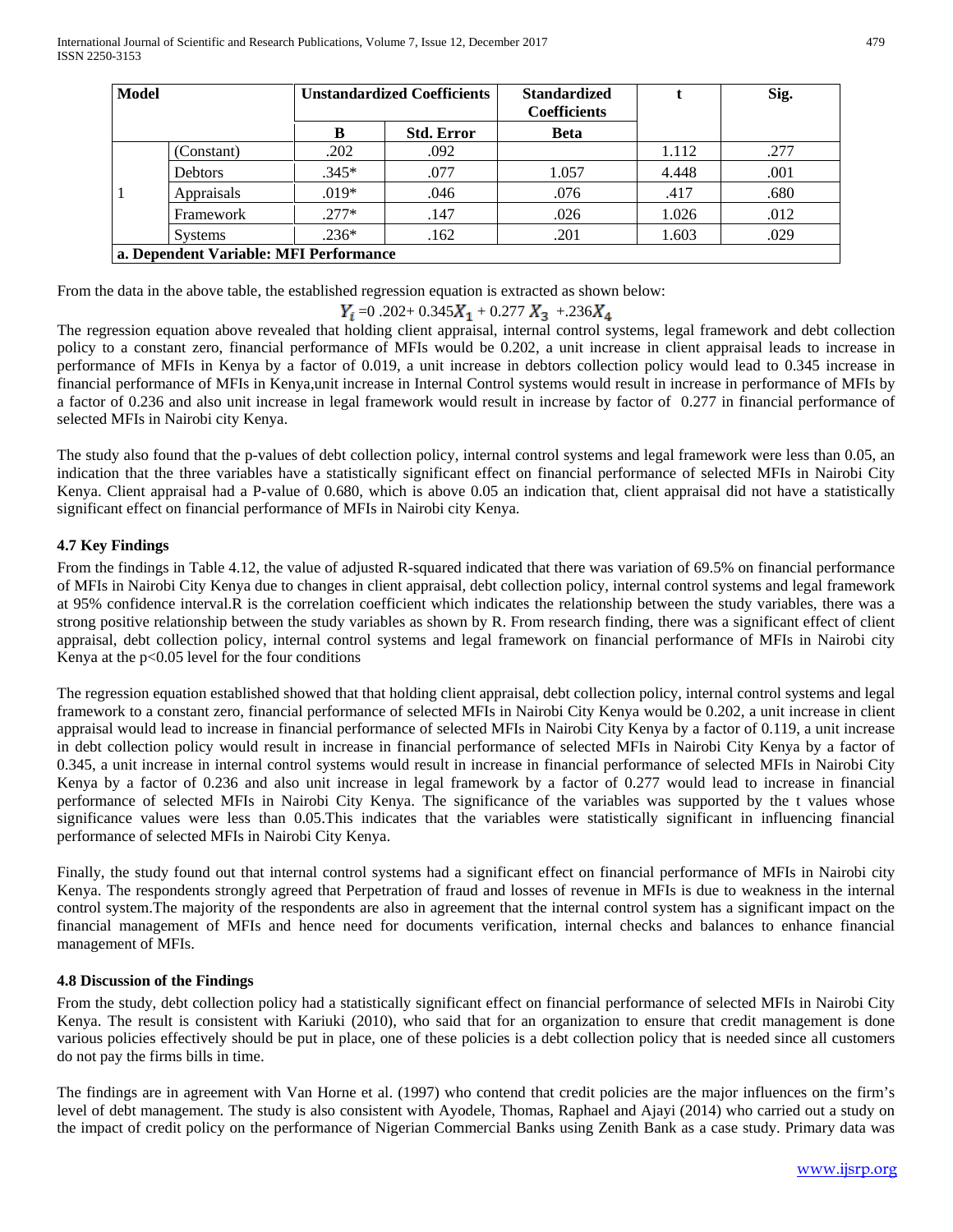| Model | | Unstandardized Coefficients | | Standardized Coefficients | t | Sig. |
|---|---|---|---|---|---|---|
| | | B | Std. Error | Beta | | |
| 1 | (Constant) | .202 | .092 | | 1.112 | .277 |
| | Debtors | .345* | .077 | 1.057 | 4.448 | .001 |
| | Appraisals | .019* | .046 | .076 | .417 | .680 |
| | Framework | .277* | .147 | .026 | 1.026 | .012 |
| | Systems | .236* | .162 | .201 | 1.603 | .029 |
| **a. Dependent Variable: MFI Performance** | | | | | | |

From the data in the above table, the established regression equation is extracted as shown below:

$$Y_i = 0\ .202 + 0.345X_1 + 0.277\ X_3\ + .236X_4$$

The regression equation above revealed that holding client appraisal, internal control systems, legal framework and debt collection policy to a constant zero, financial performance of MFIs would be 0.202, a unit increase in client appraisal leads to increase in performance of MFIs in Kenya by a factor of 0.019, a unit increase in debtors collection policy would lead to 0.345 increase in financial performance of MFIs in Kenya,unit increase in Internal Control systems would result in increase in performance of MFIs by a factor of 0.236 and also unit increase in legal framework would result in increase by factor of 0.277 in financial performance of selected MFIs in Nairobi city Kenya.

The study also found that the p-values of debt collection policy, internal control systems and legal framework were less than 0.05, an indication that the three variables have a statistically significant effect on financial performance of selected MFIs in Nairobi City Kenya. Client appraisal had a P-value of 0.680, which is above 0.05 an indication that, client appraisal did not have a statistically significant effect on financial performance of MFIs in Nairobi city Kenya.

### 4.7 Key Findings

From the findings in Table 4.12, the value of adjusted R-squared indicated that there was variation of 69.5% on financial performance of MFIs in Nairobi City Kenya due to changes in client appraisal, debt collection policy, internal control systems and legal framework at 95% confidence interval.R is the correlation coefficient which indicates the relationship between the study variables, there was a strong positive relationship between the study variables as shown by R. From research finding, there was a significant effect of client appraisal, debt collection policy, internal control systems and legal framework on financial performance of MFIs in Nairobi city Kenya at the $p<0.05$ level for the four conditions

The regression equation established showed that that holding client appraisal, debt collection policy, internal control systems and legal framework to a constant zero, financial performance of selected MFIs in Nairobi City Kenya would be 0.202, a unit increase in client appraisal would lead to increase in financial performance of selected MFIs in Nairobi City Kenya by a factor of 0.119, a unit increase in debt collection policy would result in increase in financial performance of selected MFIs in Nairobi City Kenya by a factor of 0.345, a unit increase in internal control systems would result in increase in financial performance of selected MFIs in Nairobi City Kenya by a factor of 0.236 and also unit increase in legal framework by a factor of 0.277 would lead to increase in financial performance of selected MFIs in Nairobi City Kenya. The significance of the variables was supported by the t values whose significance values were less than 0.05.This indicates that the variables were statistically significant in influencing financial performance of selected MFIs in Nairobi City Kenya.

Finally, the study found out that internal control systems had a significant effect on financial performance of MFIs in Nairobi city Kenya. The respondents strongly agreed that Perpetration of fraud and losses of revenue in MFIs is due to weakness in the internal control system.The majority of the respondents are also in agreement that the internal control system has a significant impact on the financial management of MFIs and hence need for documents verification, internal checks and balances to enhance financial management of MFIs.

### 4.8 Discussion of the Findings

From the study, debt collection policy had a statistically significant effect on financial performance of selected MFIs in Nairobi City Kenya. The result is consistent with Kariuki (2010), who said that for an organization to ensure that credit management is done various policies effectively should be put in place, one of these policies is a debt collection policy that is needed since all customers do not pay the firms bills in time.

The findings are in agreement with Van Horne et al. (1997) who contend that credit policies are the major influences on the firm's level of debt management. The study is also consistent with Ayodele, Thomas, Raphael and Ajayi (2014) who carried out a study on the impact of credit policy on the performance of Nigerian Commercial Banks using Zenith Bank as a case study. Primary data was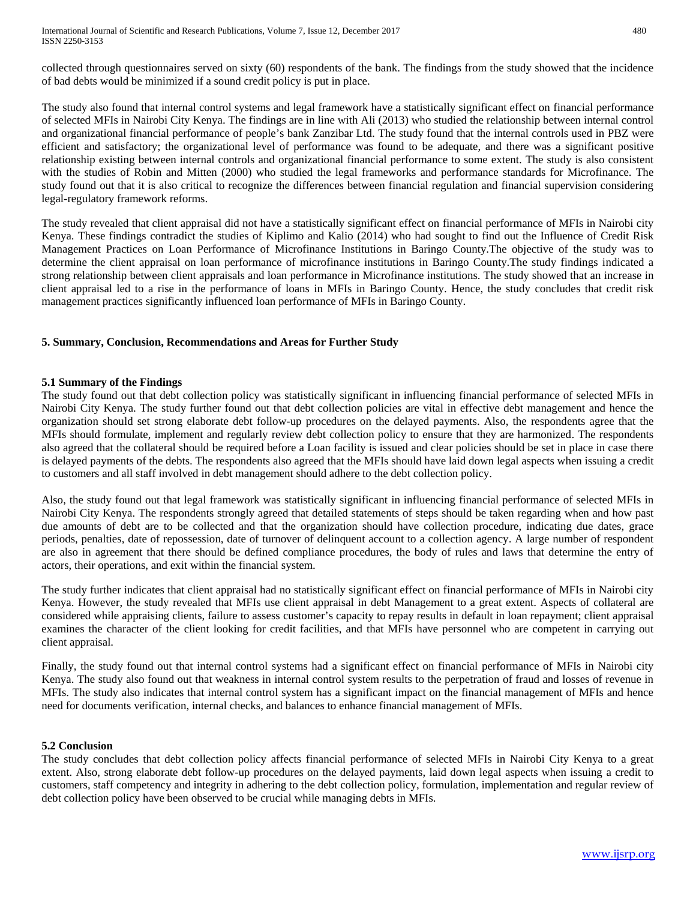collected through questionnaires served on sixty (60) respondents of the bank. The findings from the study showed that the incidence of bad debts would be minimized if a sound credit policy is put in place.

The study also found that internal control systems and legal framework have a statistically significant effect on financial performance of selected MFIs in Nairobi City Kenya. The findings are in line with Ali (2013) who studied the relationship between internal control and organizational financial performance of people's bank Zanzibar Ltd. The study found that the internal controls used in PBZ were efficient and satisfactory; the organizational level of performance was found to be adequate, and there was a significant positive relationship existing between internal controls and organizational financial performance to some extent. The study is also consistent with the studies of Robin and Mitten (2000) who studied the legal frameworks and performance standards for Microfinance. The study found out that it is also critical to recognize the differences between financial regulation and financial supervision considering legal-regulatory framework reforms.

The study revealed that client appraisal did not have a statistically significant effect on financial performance of MFIs in Nairobi city Kenya. These findings contradict the studies of Kiplimo and Kalio (2014) who had sought to find out the Influence of Credit Risk Management Practices on Loan Performance of Microfinance Institutions in Baringo County.The objective of the study was to determine the client appraisal on loan performance of microfinance institutions in Baringo County.The study findings indicated a strong relationship between client appraisals and loan performance in Microfinance institutions. The study showed that an increase in client appraisal led to a rise in the performance of loans in MFIs in Baringo County. Hence, the study concludes that credit risk management practices significantly influenced loan performance of MFIs in Baringo County.

## 5. Summary, Conclusion, Recommendations and Areas for Further Study

### 5.1 Summary of the Findings

The study found out that debt collection policy was statistically significant in influencing financial performance of selected MFIs in Nairobi City Kenya. The study further found out that debt collection policies are vital in effective debt management and hence the organization should set strong elaborate debt follow-up procedures on the delayed payments. Also, the respondents agree that the MFIs should formulate, implement and regularly review debt collection policy to ensure that they are harmonized. The respondents also agreed that the collateral should be required before a Loan facility is issued and clear policies should be set in place in case there is delayed payments of the debts. The respondents also agreed that the MFIs should have laid down legal aspects when issuing a credit to customers and all staff involved in debt management should adhere to the debt collection policy.

Also, the study found out that legal framework was statistically significant in influencing financial performance of selected MFIs in Nairobi City Kenya. The respondents strongly agreed that detailed statements of steps should be taken regarding when and how past due amounts of debt are to be collected and that the organization should have collection procedure, indicating due dates, grace periods, penalties, date of repossession, date of turnover of delinquent account to a collection agency. A large number of respondent are also in agreement that there should be defined compliance procedures, the body of rules and laws that determine the entry of actors, their operations, and exit within the financial system.

The study further indicates that client appraisal had no statistically significant effect on financial performance of MFIs in Nairobi city Kenya. However, the study revealed that MFIs use client appraisal in debt Management to a great extent. Aspects of collateral are considered while appraising clients, failure to assess customer's capacity to repay results in default in loan repayment; client appraisal examines the character of the client looking for credit facilities, and that MFIs have personnel who are competent in carrying out client appraisal.

Finally, the study found out that internal control systems had a significant effect on financial performance of MFIs in Nairobi city Kenya. The study also found out that weakness in internal control system results to the perpetration of fraud and losses of revenue in MFIs. The study also indicates that internal control system has a significant impact on the financial management of MFIs and hence need for documents verification, internal checks, and balances to enhance financial management of MFIs.

### 5.2 Conclusion

The study concludes that debt collection policy affects financial performance of selected MFIs in Nairobi City Kenya to a great extent. Also, strong elaborate debt follow-up procedures on the delayed payments, laid down legal aspects when issuing a credit to customers, staff competency and integrity in adhering to the debt collection policy, formulation, implementation and regular review of debt collection policy have been observed to be crucial while managing debts in MFIs.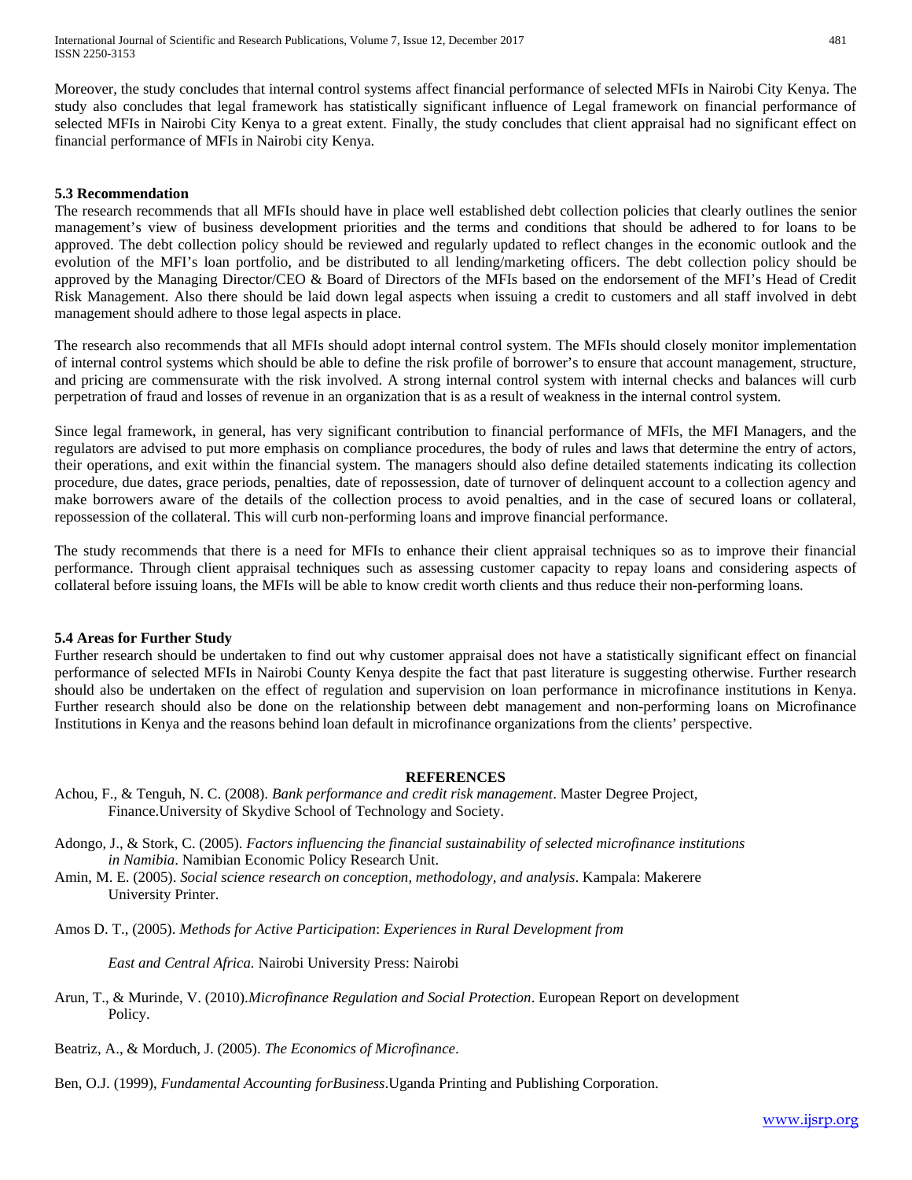Moreover, the study concludes that internal control systems affect financial performance of selected MFIs in Nairobi City Kenya. The study also concludes that legal framework has statistically significant influence of Legal framework on financial performance of selected MFIs in Nairobi City Kenya to a great extent. Finally, the study concludes that client appraisal had no significant effect on financial performance of MFIs in Nairobi city Kenya.

### 5.3 Recommendation

The research recommends that all MFIs should have in place well established debt collection policies that clearly outlines the senior management's view of business development priorities and the terms and conditions that should be adhered to for loans to be approved. The debt collection policy should be reviewed and regularly updated to reflect changes in the economic outlook and the evolution of the MFI's loan portfolio, and be distributed to all lending/marketing officers. The debt collection policy should be approved by the Managing Director/CEO & Board of Directors of the MFIs based on the endorsement of the MFI's Head of Credit Risk Management. Also there should be laid down legal aspects when issuing a credit to customers and all staff involved in debt management should adhere to those legal aspects in place.

The research also recommends that all MFIs should adopt internal control system. The MFIs should closely monitor implementation of internal control systems which should be able to define the risk profile of borrower's to ensure that account management, structure, and pricing are commensurate with the risk involved. A strong internal control system with internal checks and balances will curb perpetration of fraud and losses of revenue in an organization that is as a result of weakness in the internal control system.

Since legal framework, in general, has very significant contribution to financial performance of MFIs, the MFI Managers, and the regulators are advised to put more emphasis on compliance procedures, the body of rules and laws that determine the entry of actors, their operations, and exit within the financial system. The managers should also define detailed statements indicating its collection procedure, due dates, grace periods, penalties, date of repossession, date of turnover of delinquent account to a collection agency and make borrowers aware of the details of the collection process to avoid penalties, and in the case of secured loans or collateral, repossession of the collateral. This will curb non-performing loans and improve financial performance.

The study recommends that there is a need for MFIs to enhance their client appraisal techniques so as to improve their financial performance. Through client appraisal techniques such as assessing customer capacity to repay loans and considering aspects of collateral before issuing loans, the MFIs will be able to know credit worth clients and thus reduce their non-performing loans.

### 5.4 Areas for Further Study

Further research should be undertaken to find out why customer appraisal does not have a statistically significant effect on financial performance of selected MFIs in Nairobi County Kenya despite the fact that past literature is suggesting otherwise. Further research should also be undertaken on the effect of regulation and supervision on loan performance in microfinance institutions in Kenya. Further research should also be done on the relationship between debt management and non-performing loans on Microfinance Institutions in Kenya and the reasons behind loan default in microfinance organizations from the clients' perspective.

## REFERENCES

Achou, F., & Tenguh, N. C. (2008). *Bank performance and credit risk management*. Master Degree Project, Finance.University of Skydive School of Technology and Society.

Adongo, J., & Stork, C. (2005). *Factors influencing the financial sustainability of selected microfinance institutions in Namibia*. Namibian Economic Policy Research Unit.

Amin, M. E. (2005). *Social science research on conception, methodology, and analysis*. Kampala: Makerere University Printer.

Amos D. T., (2005). *Methods for Active Participation*: *Experiences in Rural Development from East and Central Africa.* Nairobi University Press: Nairobi

Arun, T., & Murinde, V. (2010).*Microfinance Regulation and Social Protection*. European Report on development Policy.

Beatriz, A., & Morduch, J. (2005). *The Economics of Microfinance*.

Ben, O.J. (1999), *Fundamental Accounting forBusiness*.Uganda Printing and Publishing Corporation.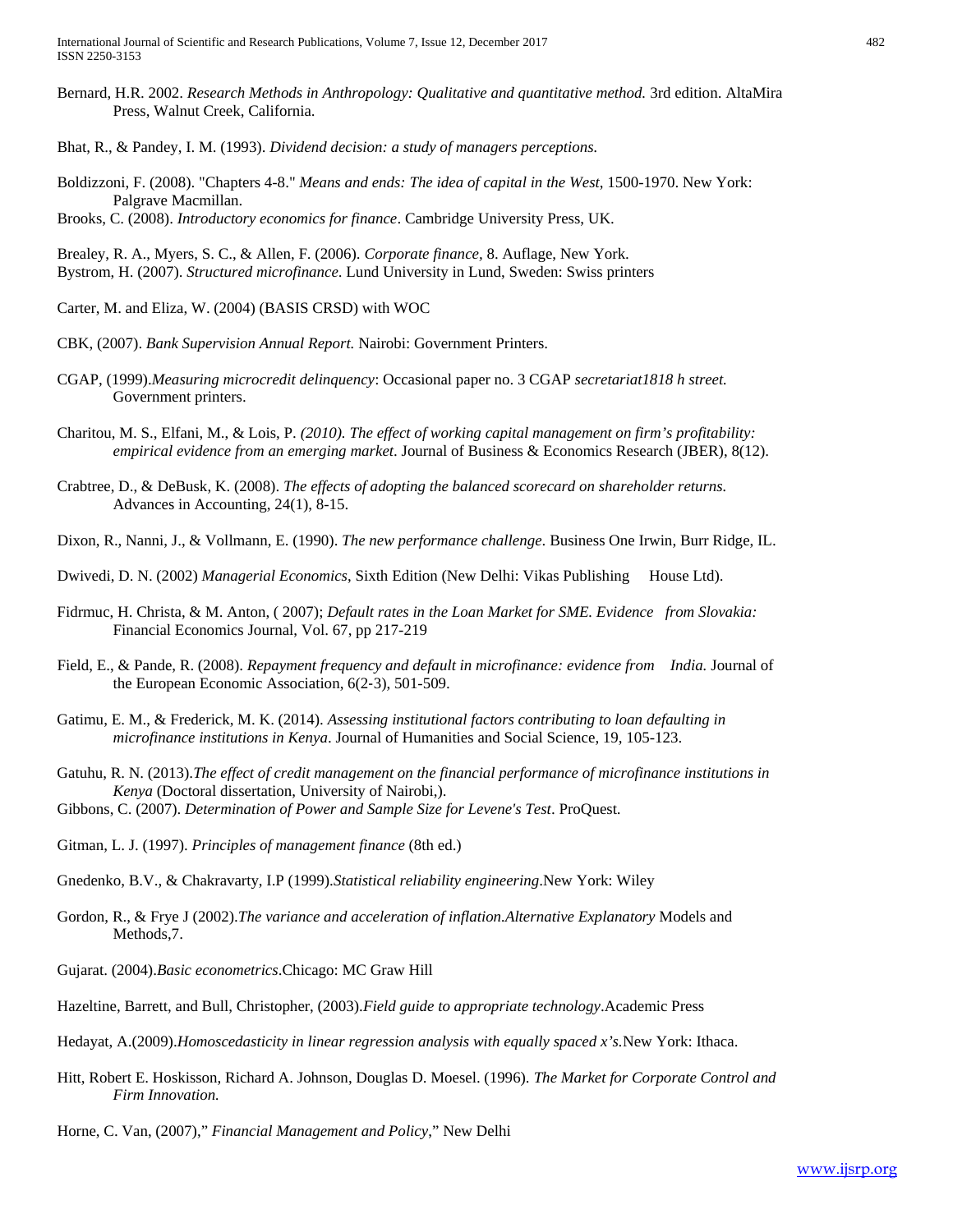Bernard, H.R. 2002. *Research Methods in Anthropology: Qualitative and quantitative method.* 3rd edition. AltaMira Press, Walnut Creek, California.

Bhat, R., & Pandey, I. M. (1993). *Dividend decision: a study of managers perceptions.*

Boldizzoni, F. (2008). "Chapters 4-8." *Means and ends: The idea of capital in the West*, 1500-1970. New York: Palgrave Macmillan.

Brooks, C. (2008). *Introductory economics for finance*. Cambridge University Press, UK.

Brealey, R. A., Myers, S. C., & Allen, F. (2006). *Corporate finance*, 8. Auflage, New York.

Bystrom, H. (2007). *Structured microfinance*. Lund University in Lund, Sweden: Swiss printers

Carter, M. and Eliza, W. (2004) (BASIS CRSD) with WOC

CBK, (2007). *Bank Supervision Annual Report.* Nairobi: Government Printers.

CGAP, (1999).*Measuring microcredit delinquency*: Occasional paper no. 3 CGAP *secretariat1818 h street.* Government printers.

Charitou, M. S., Elfani, M., & Lois, P. *(2010). The effect of working capital management on firm's profitability: empirical evidence from an emerging market*. Journal of Business & Economics Research (JBER), 8(12).

Crabtree, D., & DeBusk, K. (2008). *The effects of adopting the balanced scorecard on shareholder returns.* Advances in Accounting, 24(1), 8-15.

Dixon, R., Nanni, J., & Vollmann, E. (1990). *The new performance challenge.* Business One Irwin, Burr Ridge, IL.

Dwivedi, D. N. (2002) *Managerial Economics*, Sixth Edition (New Delhi: Vikas Publishing House Ltd).

Fidrmuc, H. Christa, & M. Anton, ( 2007); *Default rates in the Loan Market for SME. Evidence from Slovakia:* Financial Economics Journal, Vol. 67, pp 217-219

Field, E., & Pande, R. (2008). *Repayment frequency and default in microfinance: evidence from India.* Journal of the European Economic Association, 6(2-3), 501-509.

Gatimu, E. M., & Frederick, M. K. (2014). *Assessing institutional factors contributing to loan defaulting in microfinance institutions in Kenya*. Journal of Humanities and Social Science, 19, 105-123.

Gatuhu, R. N. (2013).*The effect of credit management on the financial performance of microfinance institutions in Kenya* (Doctoral dissertation, University of Nairobi,).

Gibbons, C. (2007). *Determination of Power and Sample Size for Levene's Test*. ProQuest.

Gitman, L. J. (1997). *Principles of management finance* (8th ed.)

Gnedenko, B.V., & Chakravarty, I.P (1999).*Statistical reliability engineering*.New York: Wiley

Gordon, R., & Frye J (2002).*The variance and acceleration of inflation*.*Alternative Explanatory* Models and Methods,7.

Gujarat. (2004).*Basic econometrics*.Chicago: MC Graw Hill

Hazeltine, Barrett, and Bull, Christopher, (2003).*Field guide to appropriate technology*.Academic Press

Hedayat, A.(2009).*Homoscedasticity in linear regression analysis with equally spaced x's.*New York: Ithaca.

Hitt, Robert E. Hoskisson, Richard A. Johnson, Douglas D. Moesel. (1996). *The Market for Corporate Control and Firm Innovation.*

Horne, C. Van, (2007)," *Financial Management and Policy*," New Delhi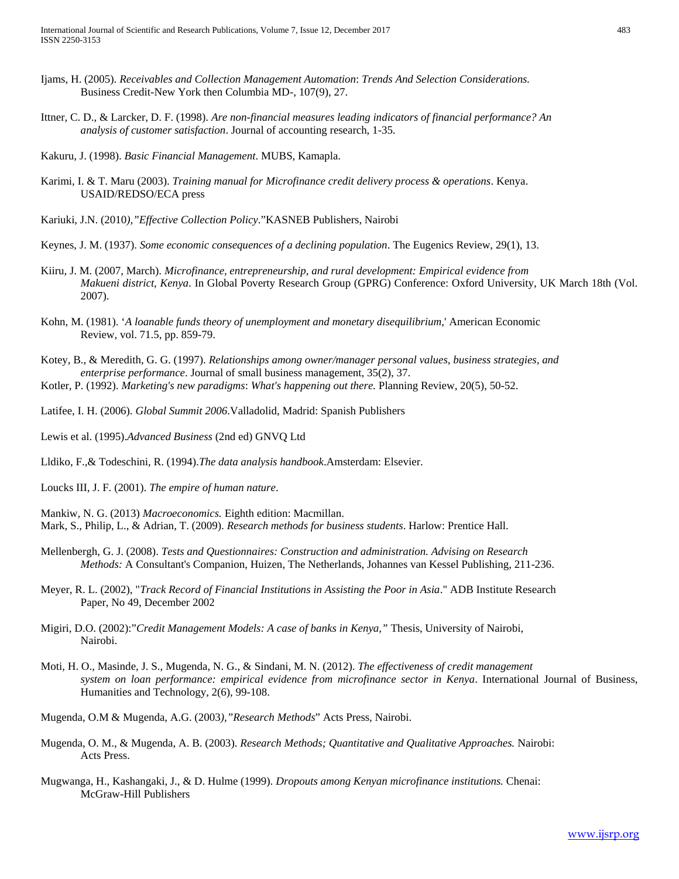Ijams, H. (2005). *Receivables and Collection Management Automation*: *Trends And Selection Considerations.* Business Credit-New York then Columbia MD-, 107(9), 27.

Ittner, C. D., & Larcker, D. F. (1998). *Are non-financial measures leading indicators of financial performance? An analysis of customer satisfaction*. Journal of accounting research, 1-35.

Kakuru, J. (1998). *Basic Financial Management*. MUBS, Kamapla.

Karimi, I. & T. Maru (2003). *Training manual for Microfinance credit delivery process & operations*. Kenya. USAID/REDSO/ECA press

Kariuki, J.N. (2010*),"Effective Collection Policy*."KASNEB Publishers, Nairobi

Keynes, J. M. (1937). *Some economic consequences of a declining population*. The Eugenics Review, 29(1), 13.

Kiiru, J. M. (2007, March). *Microfinance, entrepreneurship, and rural development: Empirical evidence from Makueni district, Kenya*. In Global Poverty Research Group (GPRG) Conference: Oxford University, UK March 18th (Vol. 2007).

Kohn, M. (1981). '*A loanable funds theory of unemployment and monetary disequilibrium*,' American Economic Review, vol. 71.5, pp. 859-79.

Kotey, B., & Meredith, G. G. (1997). *Relationships among owner/manager personal values, business strategies, and enterprise performance*. Journal of small business management, 35(2), 37.

Kotler, P. (1992). *Marketing's new paradigms*: *What's happening out there.* Planning Review, 20(5), 50-52.

Latifee, I. H. (2006). *Global Summit 2006*.Valladolid, Madrid: Spanish Publishers

Lewis et al. (1995).*Advanced Business* (2nd ed) GNVQ Ltd

Lldiko, F.,& Todeschini, R. (1994).*The data analysis handbook*.Amsterdam: Elsevier.

Loucks III, J. F. (2001). *The empire of human nature*.

Mankiw, N. G. (2013) *Macroeconomics.* Eighth edition: Macmillan.

Mark, S., Philip, L., & Adrian, T. (2009). *Research methods for business students*. Harlow: Prentice Hall.

Mellenbergh, G. J. (2008). *Tests and Questionnaires: Construction and administration. Advising on Research Methods:* A Consultant's Companion, Huizen, The Netherlands, Johannes van Kessel Publishing, 211-236.

Meyer, R. L. (2002), "*Track Record of Financial Institutions in Assisting the Poor in Asia*." ADB Institute Research Paper, No 49, December 2002

Migiri, D.O. (2002):"*Credit Management Models: A case of banks in Kenya,"* Thesis, University of Nairobi, Nairobi.

Moti, H. O., Masinde, J. S., Mugenda, N. G., & Sindani, M. N. (2012). *The effectiveness of credit management system on loan performance: empirical evidence from microfinance sector in Kenya*. International Journal of Business, Humanities and Technology, 2(6), 99-108.

Mugenda, O.M & Mugenda, A.G. (2003*),"Research Methods*" Acts Press, Nairobi.

Mugenda, O. M., & Mugenda, A. B. (2003). *Research Methods; Quantitative and Qualitative Approaches.* Nairobi: Acts Press.

Mugwanga, H., Kashangaki, J., & D. Hulme (1999). *Dropouts among Kenyan microfinance institutions.* Chenai: McGraw-Hill Publishers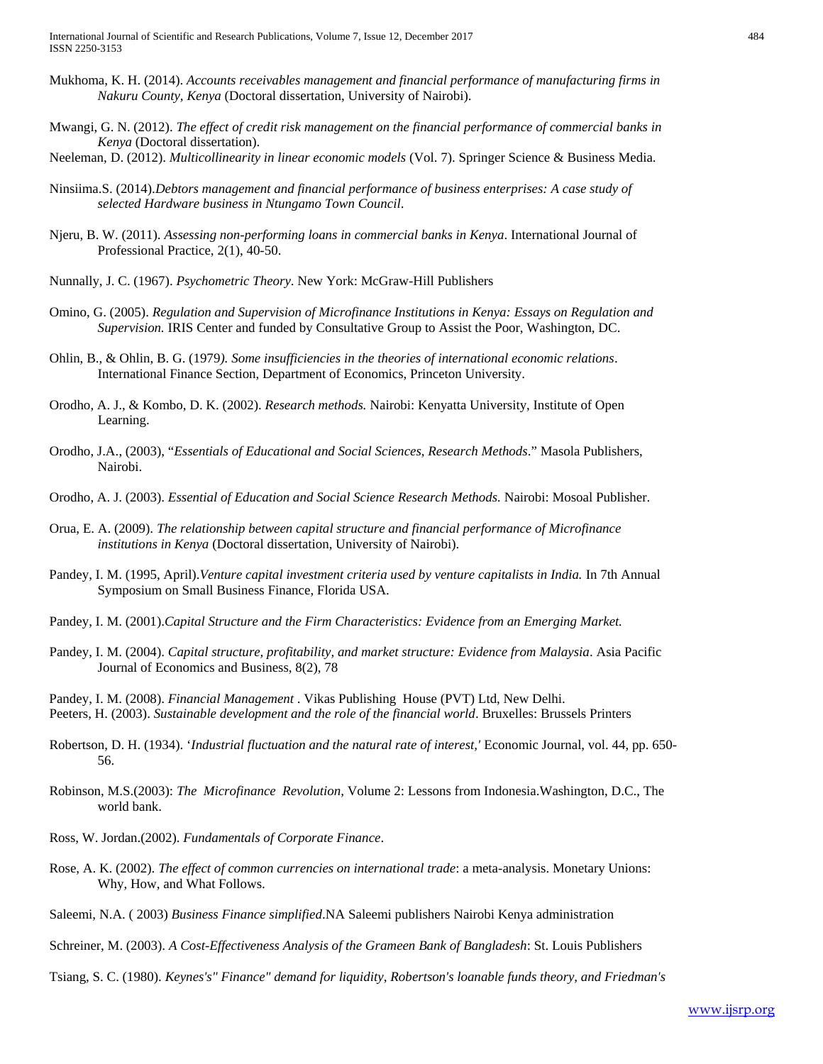Mukhoma, K. H. (2014). *Accounts receivables management and financial performance of manufacturing firms in Nakuru County, Kenya* (Doctoral dissertation, University of Nairobi).

Mwangi, G. N. (2012). *The effect of credit risk management on the financial performance of commercial banks in Kenya* (Doctoral dissertation).

Neeleman, D. (2012). *Multicollinearity in linear economic models* (Vol. 7). Springer Science & Business Media.

Ninsiima.S. (2014).*Debtors management and financial performance of business enterprises: A case study of selected Hardware business in Ntungamo Town Council*.

Njeru, B. W. (2011). *Assessing non-performing loans in commercial banks in Kenya*. International Journal of Professional Practice, 2(1), 40-50.

Nunnally, J. C. (1967). *Psychometric Theory*. New York: McGraw-Hill Publishers

Omino, G. (2005). *Regulation and Supervision of Microfinance Institutions in Kenya: Essays on Regulation and Supervision.* IRIS Center and funded by Consultative Group to Assist the Poor, Washington, DC.

Ohlin, B., & Ohlin, B. G. (1979*). Some insufficiencies in the theories of international economic relations*. International Finance Section, Department of Economics, Princeton University.

Orodho, A. J., & Kombo, D. K. (2002). *Research methods.* Nairobi: Kenyatta University, Institute of Open Learning.

Orodho, J.A., (2003), "*Essentials of Educational and Social Sciences, Research Methods*." Masola Publishers, Nairobi.

Orodho, A. J. (2003). *Essential of Education and Social Science Research Methods.* Nairobi: Mosoal Publisher.

Orua, E. A. (2009). *The relationship between capital structure and financial performance of Microfinance institutions in Kenya* (Doctoral dissertation, University of Nairobi).

Pandey, I. M. (1995, April).*Venture capital investment criteria used by venture capitalists in India.* In 7th Annual Symposium on Small Business Finance, Florida USA.

Pandey, I. M. (2001).*Capital Structure and the Firm Characteristics: Evidence from an Emerging Market.*

Pandey, I. M. (2004). *Capital structure, profitability, and market structure: Evidence from Malaysia*. Asia Pacific Journal of Economics and Business, 8(2), 78

Pandey, I. M. (2008). *Financial Management* . Vikas Publishing House (PVT) Ltd, New Delhi.

Peeters, H. (2003). *Sustainable development and the role of the financial world*. Bruxelles: Brussels Printers

Robertson, D. H. (1934). '*Industrial fluctuation and the natural rate of interest,'* Economic Journal, vol. 44, pp. 650-56.

Robinson, M.S.(2003): *The Microfinance Revolution,* Volume 2: Lessons from Indonesia.Washington, D.C., The world bank.

Ross, W. Jordan.(2002). *Fundamentals of Corporate Finance*.

Rose, A. K. (2002). *The effect of common currencies on international trade*: a meta-analysis. Monetary Unions: Why, How, and What Follows.

Saleemi, N.A. ( 2003) *Business Finance simplified*.NA Saleemi publishers Nairobi Kenya administration

Schreiner, M. (2003). *A Cost-Effectiveness Analysis of the Grameen Bank of Bangladesh*: St. Louis Publishers

Tsiang, S. C. (1980). *Keynes's" Finance" demand for liquidity, Robertson's loanable funds theory, and Friedman's*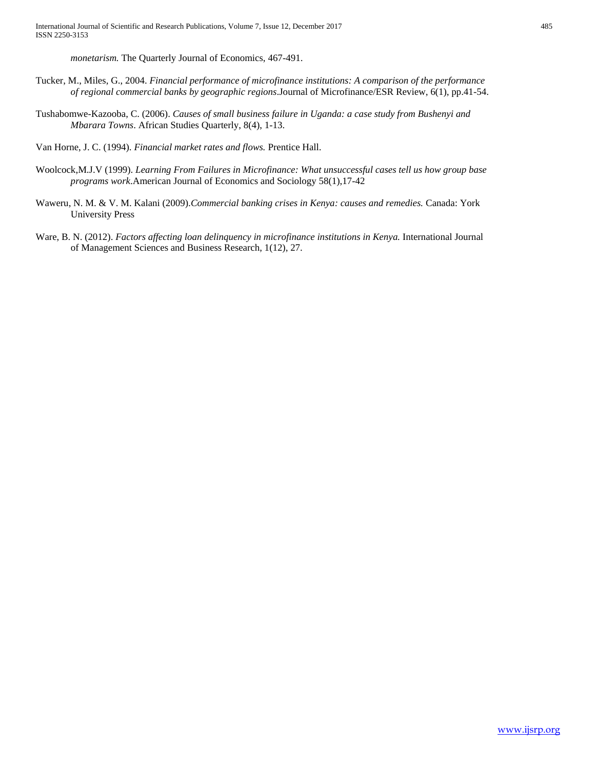*monetarism.* The Quarterly Journal of Economics, 467-491.

Tucker, M., Miles, G., 2004. *Financial performance of microfinance institutions: A comparison of the performance of regional commercial banks by geographic regions*.Journal of Microfinance/ESR Review, 6(1), pp.41-54.

Tushabomwe-Kazooba, C. (2006). *Causes of small business failure in Uganda: a case study from Bushenyi and Mbarara Towns*. African Studies Quarterly, 8(4), 1-13.

Van Horne, J. C. (1994). *Financial market rates and flows.* Prentice Hall.

Woolcock,M.J.V (1999). *Learning From Failures in Microfinance: What unsuccessful cases tell us how group base programs work*.American Journal of Economics and Sociology 58(1),17-42

Waweru, N. M. & V. M. Kalani (2009).*Commercial banking crises in Kenya: causes and remedies.* Canada: York University Press

Ware, B. N. (2012). *Factors affecting loan delinquency in microfinance institutions in Kenya.* International Journal of Management Sciences and Business Research, 1(12), 27.